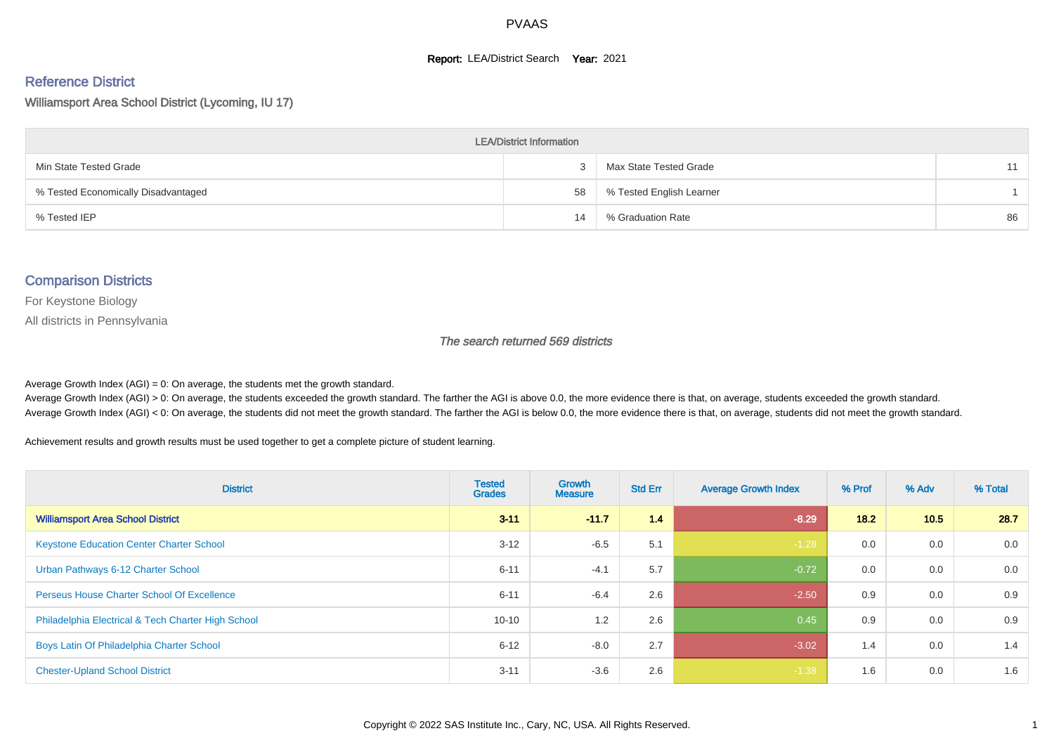# PVAAS

**Report:** LEA/District Search **Year:** 2021

## Reference District

Williamsport Area School District (Lycoming, IU 17)

| LEA/District Information | | | |
|---|---|---|---|
| Min State Tested Grade | 3 | Max State Tested Grade | 11 |
| % Tested Economically Disadvantaged | 58 | % Tested English Learner | 1 |
| % Tested IEP | 14 | % Graduation Rate | 86 |

## Comparison Districts

For Keystone Biology

All districts in Pennsylvania

*The search returned 569 districts*

Average Growth Index (AGI) = 0: On average, the students met the growth standard.
Average Growth Index (AGI) > 0: On average, the students exceeded the growth standard. The farther the AGI is above 0.0, the more evidence there is that, on average, students exceeded the growth standard.
Average Growth Index (AGI) < 0: On average, the students did not meet the growth standard. The farther the AGI is below 0.0, the more evidence there is that, on average, students did not meet the growth standard.

Achievement results and growth results must be used together to get a complete picture of student learning.

| District | Tested Grades | Growth Measure | Std Err | Average Growth Index | % Prof | % Adv | % Total |
|---|---|---|---|---|---|---|---|
| **Williamsport Area School District** | **3-11** | **-11.7** | **1.4** | **-8.29** | **18.2** | **10.5** | **28.7** |
| Keystone Education Center Charter School | 3-12 | -6.5 | 5.1 | -1.28 | 0.0 | 0.0 | 0.0 |
| Urban Pathways 6-12 Charter School | 6-11 | -4.1 | 5.7 | -0.72 | 0.0 | 0.0 | 0.0 |
| Perseus House Charter School Of Excellence | 6-11 | -6.4 | 2.6 | -2.50 | 0.9 | 0.0 | 0.9 |
| Philadelphia Electrical & Tech Charter High School | 10-10 | 1.2 | 2.6 | 0.45 | 0.9 | 0.0 | 0.9 |
| Boys Latin Of Philadelphia Charter School | 6-12 | -8.0 | 2.7 | -3.02 | 1.4 | 0.0 | 1.4 |
| Chester-Upland School District | 3-11 | -3.6 | 2.6 | -1.38 | 1.6 | 0.0 | 1.6 |

Copyright © 2022 SAS Institute Inc., Cary, NC, USA. All Rights Reserved.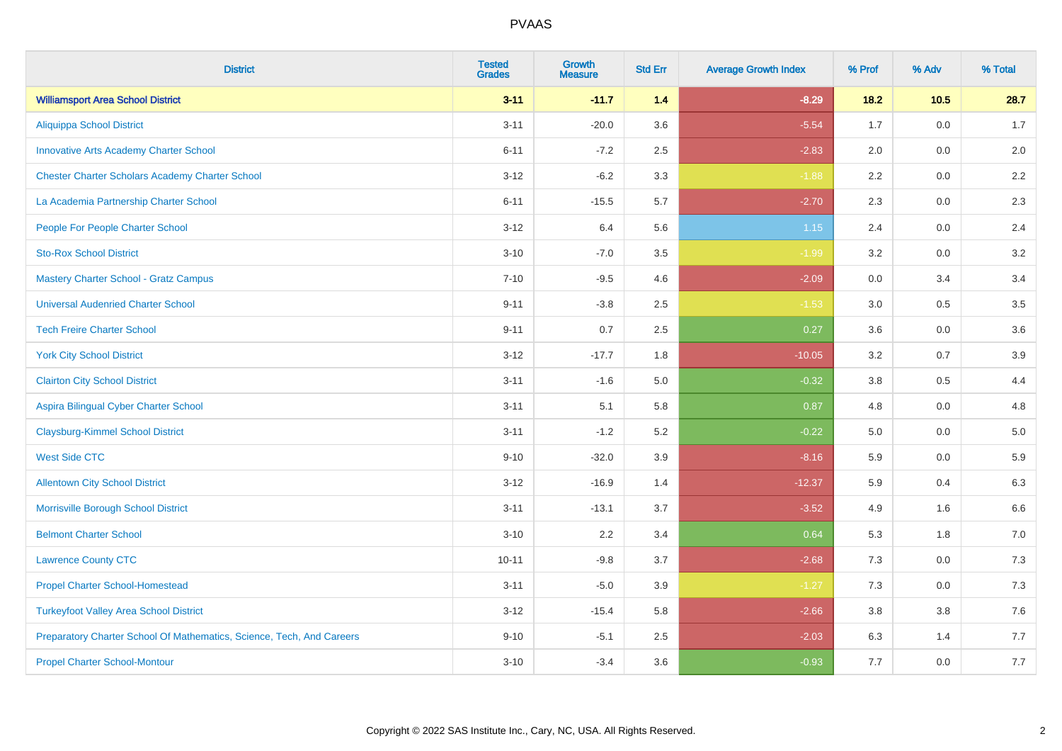PVAAS

| District | Tested Grades | Growth Measure | Std Err | Average Growth Index | % Prof | % Adv | % Total |
|---|---|---|---|---|---|---|---|
| **Williamsport Area School District** | **3-11** | **-11.7** | **1.4** | **-8.29** | **18.2** | **10.5** | **28.7** |
| Aliquippa School District | 3-11 | -20.0 | 3.6 | -5.54 | 1.7 | 0.0 | 1.7 |
| Innovative Arts Academy Charter School | 6-11 | -7.2 | 2.5 | -2.83 | 2.0 | 0.0 | 2.0 |
| Chester Charter Scholars Academy Charter School | 3-12 | -6.2 | 3.3 | -1.88 | 2.2 | 0.0 | 2.2 |
| La Academia Partnership Charter School | 6-11 | -15.5 | 5.7 | -2.70 | 2.3 | 0.0 | 2.3 |
| People For People Charter School | 3-12 | 6.4 | 5.6 | 1.15 | 2.4 | 0.0 | 2.4 |
| Sto-Rox School District | 3-10 | -7.0 | 3.5 | -1.99 | 3.2 | 0.0 | 3.2 |
| Mastery Charter School - Gratz Campus | 7-10 | -9.5 | 4.6 | -2.09 | 0.0 | 3.4 | 3.4 |
| Universal Audenried Charter School | 9-11 | -3.8 | 2.5 | -1.53 | 3.0 | 0.5 | 3.5 |
| Tech Freire Charter School | 9-11 | 0.7 | 2.5 | 0.27 | 3.6 | 0.0 | 3.6 |
| York City School District | 3-12 | -17.7 | 1.8 | -10.05 | 3.2 | 0.7 | 3.9 |
| Clairton City School District | 3-11 | -1.6 | 5.0 | -0.32 | 3.8 | 0.5 | 4.4 |
| Aspira Bilingual Cyber Charter School | 3-11 | 5.1 | 5.8 | 0.87 | 4.8 | 0.0 | 4.8 |
| Claysburg-Kimmel School District | 3-11 | -1.2 | 5.2 | -0.22 | 5.0 | 0.0 | 5.0 |
| West Side CTC | 9-10 | -32.0 | 3.9 | -8.16 | 5.9 | 0.0 | 5.9 |
| Allentown City School District | 3-12 | -16.9 | 1.4 | -12.37 | 5.9 | 0.4 | 6.3 |
| Morrisville Borough School District | 3-11 | -13.1 | 3.7 | -3.52 | 4.9 | 1.6 | 6.6 |
| Belmont Charter School | 3-10 | 2.2 | 3.4 | 0.64 | 5.3 | 1.8 | 7.0 |
| Lawrence County CTC | 10-11 | -9.8 | 3.7 | -2.68 | 7.3 | 0.0 | 7.3 |
| Propel Charter School-Homestead | 3-11 | -5.0 | 3.9 | -1.27 | 7.3 | 0.0 | 7.3 |
| Turkeyfoot Valley Area School District | 3-12 | -15.4 | 5.8 | -2.66 | 3.8 | 3.8 | 7.6 |
| Preparatory Charter School Of Mathematics, Science, Tech, And Careers | 9-10 | -5.1 | 2.5 | -2.03 | 6.3 | 1.4 | 7.7 |
| Propel Charter School-Montour | 3-10 | -3.4 | 3.6 | -0.93 | 7.7 | 0.0 | 7.7 |

Copyright © 2022 SAS Institute Inc., Cary, NC, USA. All Rights Reserved.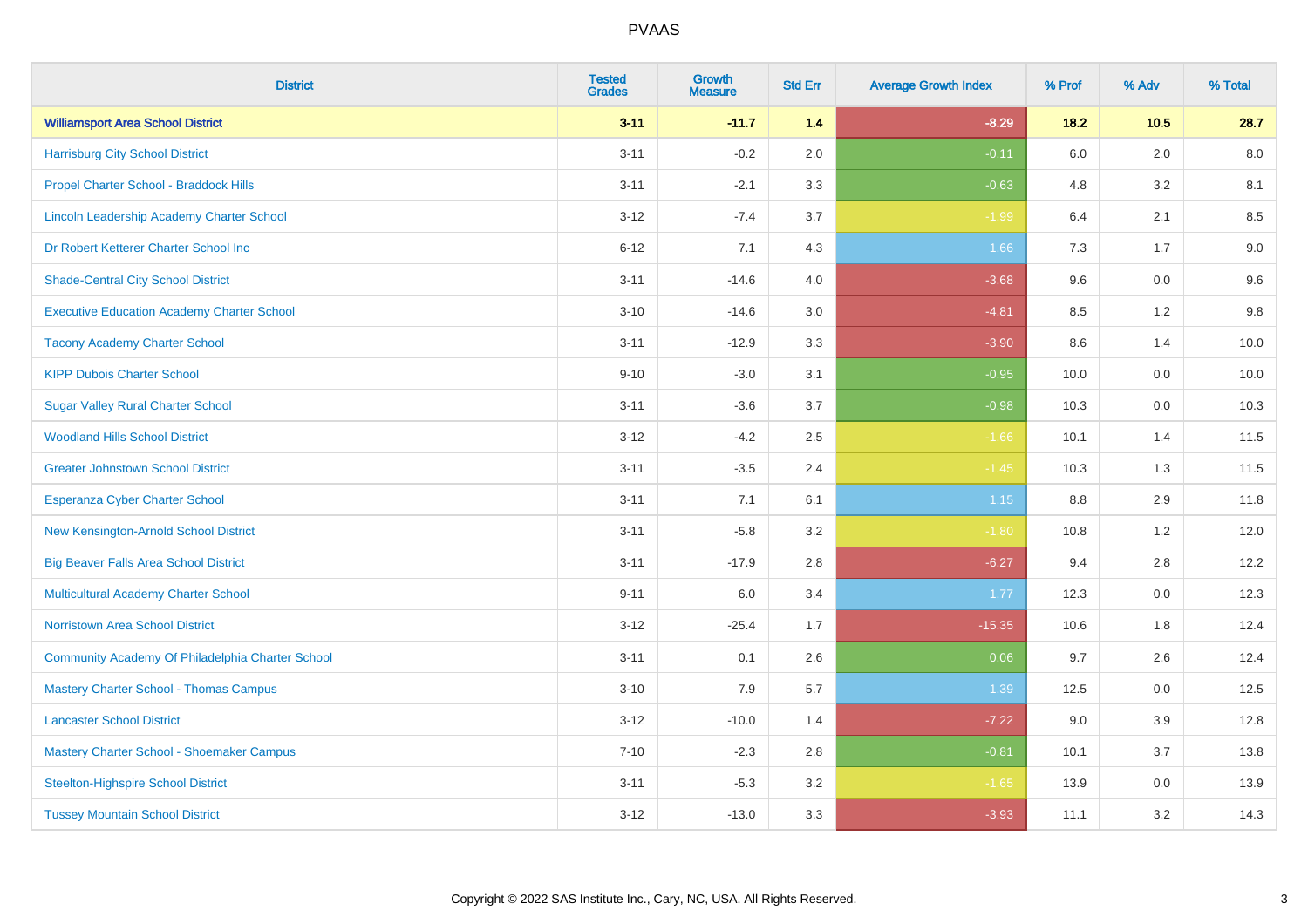# PVAAS

| District | Tested Grades | Growth Measure | Std Err | Average Growth Index | % Prof | % Adv | % Total |
|---|---|---|---|---|---|---|---|
| **Williamsport Area School District** | **3-11** | **-11.7** | **1.4** | **-8.29** | **18.2** | **10.5** | **28.7** |
| Harrisburg City School District | 3-11 | -0.2 | 2.0 | -0.11 | 6.0 | 2.0 | 8.0 |
| Propel Charter School - Braddock Hills | 3-11 | -2.1 | 3.3 | -0.63 | 4.8 | 3.2 | 8.1 |
| Lincoln Leadership Academy Charter School | 3-12 | -7.4 | 3.7 | -1.99 | 6.4 | 2.1 | 8.5 |
| Dr Robert Ketterer Charter School Inc | 6-12 | 7.1 | 4.3 | 1.66 | 7.3 | 1.7 | 9.0 |
| Shade-Central City School District | 3-11 | -14.6 | 4.0 | -3.68 | 9.6 | 0.0 | 9.6 |
| Executive Education Academy Charter School | 3-10 | -14.6 | 3.0 | -4.81 | 8.5 | 1.2 | 9.8 |
| Tacony Academy Charter School | 3-11 | -12.9 | 3.3 | -3.90 | 8.6 | 1.4 | 10.0 |
| KIPP Dubois Charter School | 9-10 | -3.0 | 3.1 | -0.95 | 10.0 | 0.0 | 10.0 |
| Sugar Valley Rural Charter School | 3-11 | -3.6 | 3.7 | -0.98 | 10.3 | 0.0 | 10.3 |
| Woodland Hills School District | 3-12 | -4.2 | 2.5 | -1.66 | 10.1 | 1.4 | 11.5 |
| Greater Johnstown School District | 3-11 | -3.5 | 2.4 | -1.45 | 10.3 | 1.3 | 11.5 |
| Esperanza Cyber Charter School | 3-11 | 7.1 | 6.1 | 1.15 | 8.8 | 2.9 | 11.8 |
| New Kensington-Arnold School District | 3-11 | -5.8 | 3.2 | -1.80 | 10.8 | 1.2 | 12.0 |
| Big Beaver Falls Area School District | 3-11 | -17.9 | 2.8 | -6.27 | 9.4 | 2.8 | 12.2 |
| Multicultural Academy Charter School | 9-11 | 6.0 | 3.4 | 1.77 | 12.3 | 0.0 | 12.3 |
| Norristown Area School District | 3-12 | -25.4 | 1.7 | -15.35 | 10.6 | 1.8 | 12.4 |
| Community Academy Of Philadelphia Charter School | 3-11 | 0.1 | 2.6 | 0.06 | 9.7 | 2.6 | 12.4 |
| Mastery Charter School - Thomas Campus | 3-10 | 7.9 | 5.7 | 1.39 | 12.5 | 0.0 | 12.5 |
| Lancaster School District | 3-12 | -10.0 | 1.4 | -7.22 | 9.0 | 3.9 | 12.8 |
| Mastery Charter School - Shoemaker Campus | 7-10 | -2.3 | 2.8 | -0.81 | 10.1 | 3.7 | 13.8 |
| Steelton-Highspire School District | 3-11 | -5.3 | 3.2 | -1.65 | 13.9 | 0.0 | 13.9 |
| Tussey Mountain School District | 3-12 | -13.0 | 3.3 | -3.93 | 11.1 | 3.2 | 14.3 |

Copyright © 2022 SAS Institute Inc., Cary, NC, USA. All Rights Reserved.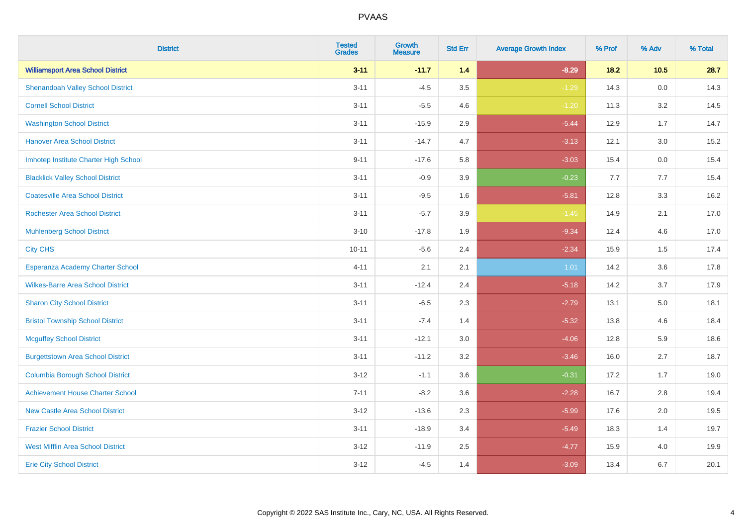# PVAAS

| District | Tested Grades | Growth Measure | Std Err | Average Growth Index | % Prof | % Adv | % Total |
|---|---|---|---|---|---|---|---|
| **Williamsport Area School District** | **3-11** | **-11.7** | **1.4** | **-8.29** | **18.2** | **10.5** | **28.7** |
| Shenandoah Valley School District | 3-11 | -4.5 | 3.5 | -1.29 | 14.3 | 0.0 | 14.3 |
| Cornell School District | 3-11 | -5.5 | 4.6 | -1.20 | 11.3 | 3.2 | 14.5 |
| Washington School District | 3-11 | -15.9 | 2.9 | -5.44 | 12.9 | 1.7 | 14.7 |
| Hanover Area School District | 3-11 | -14.7 | 4.7 | -3.13 | 12.1 | 3.0 | 15.2 |
| Imhotep Institute Charter High School | 9-11 | -17.6 | 5.8 | -3.03 | 15.4 | 0.0 | 15.4 |
| Blacklick Valley School District | 3-11 | -0.9 | 3.9 | -0.23 | 7.7 | 7.7 | 15.4 |
| Coatesville Area School District | 3-11 | -9.5 | 1.6 | -5.81 | 12.8 | 3.3 | 16.2 |
| Rochester Area School District | 3-11 | -5.7 | 3.9 | -1.45 | 14.9 | 2.1 | 17.0 |
| Muhlenberg School District | 3-10 | -17.8 | 1.9 | -9.34 | 12.4 | 4.6 | 17.0 |
| City CHS | 10-11 | -5.6 | 2.4 | -2.34 | 15.9 | 1.5 | 17.4 |
| Esperanza Academy Charter School | 4-11 | 2.1 | 2.1 | 1.01 | 14.2 | 3.6 | 17.8 |
| Wilkes-Barre Area School District | 3-11 | -12.4 | 2.4 | -5.18 | 14.2 | 3.7 | 17.9 |
| Sharon City School District | 3-11 | -6.5 | 2.3 | -2.79 | 13.1 | 5.0 | 18.1 |
| Bristol Township School District | 3-11 | -7.4 | 1.4 | -5.32 | 13.8 | 4.6 | 18.4 |
| Mcguffey School District | 3-11 | -12.1 | 3.0 | -4.06 | 12.8 | 5.9 | 18.6 |
| Burgettstown Area School District | 3-11 | -11.2 | 3.2 | -3.46 | 16.0 | 2.7 | 18.7 |
| Columbia Borough School District | 3-12 | -1.1 | 3.6 | -0.31 | 17.2 | 1.7 | 19.0 |
| Achievement House Charter School | 7-11 | -8.2 | 3.6 | -2.28 | 16.7 | 2.8 | 19.4 |
| New Castle Area School District | 3-12 | -13.6 | 2.3 | -5.99 | 17.6 | 2.0 | 19.5 |
| Frazier School District | 3-11 | -18.9 | 3.4 | -5.49 | 18.3 | 1.4 | 19.7 |
| West Mifflin Area School District | 3-12 | -11.9 | 2.5 | -4.77 | 15.9 | 4.0 | 19.9 |
| Erie City School District | 3-12 | -4.5 | 1.4 | -3.09 | 13.4 | 6.7 | 20.1 |

Copyright © 2022 SAS Institute Inc., Cary, NC, USA. All Rights Reserved.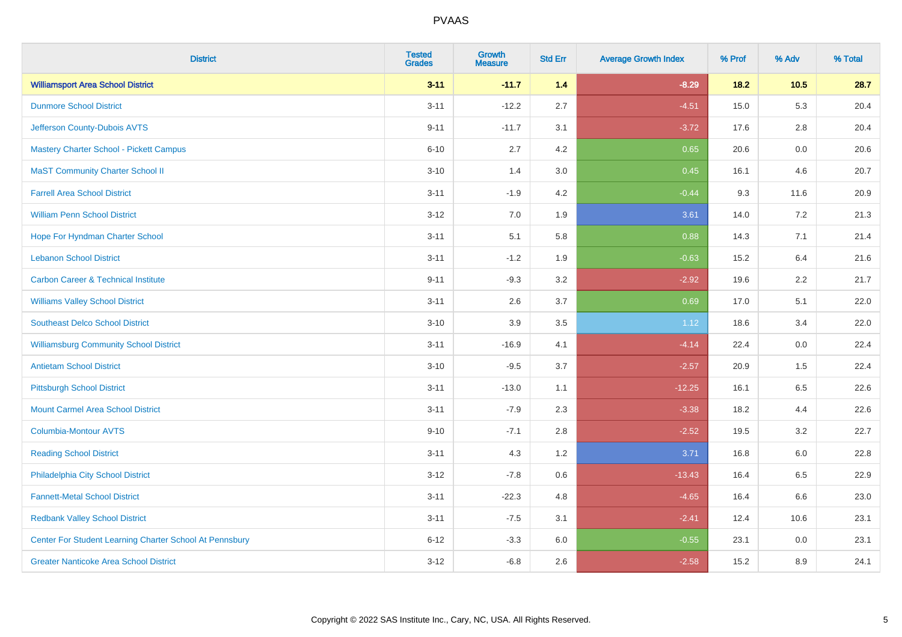# PVAAS

| District | Tested Grades | Growth Measure | Std Err | Average Growth Index | % Prof | % Adv | % Total |
|---|---|---|---|---|---|---|---|
| **Williamsport Area School District** | **3-11** | **-11.7** | **1.4** | **-8.29** | **18.2** | **10.5** | **28.7** |
| Dunmore School District | 3-11 | -12.2 | 2.7 | -4.51 | 15.0 | 5.3 | 20.4 |
| Jefferson County-Dubois AVTS | 9-11 | -11.7 | 3.1 | -3.72 | 17.6 | 2.8 | 20.4 |
| Mastery Charter School - Pickett Campus | 6-10 | 2.7 | 4.2 | 0.65 | 20.6 | 0.0 | 20.6 |
| MaST Community Charter School II | 3-10 | 1.4 | 3.0 | 0.45 | 16.1 | 4.6 | 20.7 |
| Farrell Area School District | 3-11 | -1.9 | 4.2 | -0.44 | 9.3 | 11.6 | 20.9 |
| William Penn School District | 3-12 | 7.0 | 1.9 | 3.61 | 14.0 | 7.2 | 21.3 |
| Hope For Hyndman Charter School | 3-11 | 5.1 | 5.8 | 0.88 | 14.3 | 7.1 | 21.4 |
| Lebanon School District | 3-11 | -1.2 | 1.9 | -0.63 | 15.2 | 6.4 | 21.6 |
| Carbon Career & Technical Institute | 9-11 | -9.3 | 3.2 | -2.92 | 19.6 | 2.2 | 21.7 |
| Williams Valley School District | 3-11 | 2.6 | 3.7 | 0.69 | 17.0 | 5.1 | 22.0 |
| Southeast Delco School District | 3-10 | 3.9 | 3.5 | 1.12 | 18.6 | 3.4 | 22.0 |
| Williamsburg Community School District | 3-11 | -16.9 | 4.1 | -4.14 | 22.4 | 0.0 | 22.4 |
| Antietam School District | 3-10 | -9.5 | 3.7 | -2.57 | 20.9 | 1.5 | 22.4 |
| Pittsburgh School District | 3-11 | -13.0 | 1.1 | -12.25 | 16.1 | 6.5 | 22.6 |
| Mount Carmel Area School District | 3-11 | -7.9 | 2.3 | -3.38 | 18.2 | 4.4 | 22.6 |
| Columbia-Montour AVTS | 9-10 | -7.1 | 2.8 | -2.52 | 19.5 | 3.2 | 22.7 |
| Reading School District | 3-11 | 4.3 | 1.2 | 3.71 | 16.8 | 6.0 | 22.8 |
| Philadelphia City School District | 3-12 | -7.8 | 0.6 | -13.43 | 16.4 | 6.5 | 22.9 |
| Fannett-Metal School District | 3-11 | -22.3 | 4.8 | -4.65 | 16.4 | 6.6 | 23.0 |
| Redbank Valley School District | 3-11 | -7.5 | 3.1 | -2.41 | 12.4 | 10.6 | 23.1 |
| Center For Student Learning Charter School At Pennsbury | 6-12 | -3.3 | 6.0 | -0.55 | 23.1 | 0.0 | 23.1 |
| Greater Nanticoke Area School District | 3-12 | -6.8 | 2.6 | -2.58 | 15.2 | 8.9 | 24.1 |

Copyright © 2022 SAS Institute Inc., Cary, NC, USA. All Rights Reserved.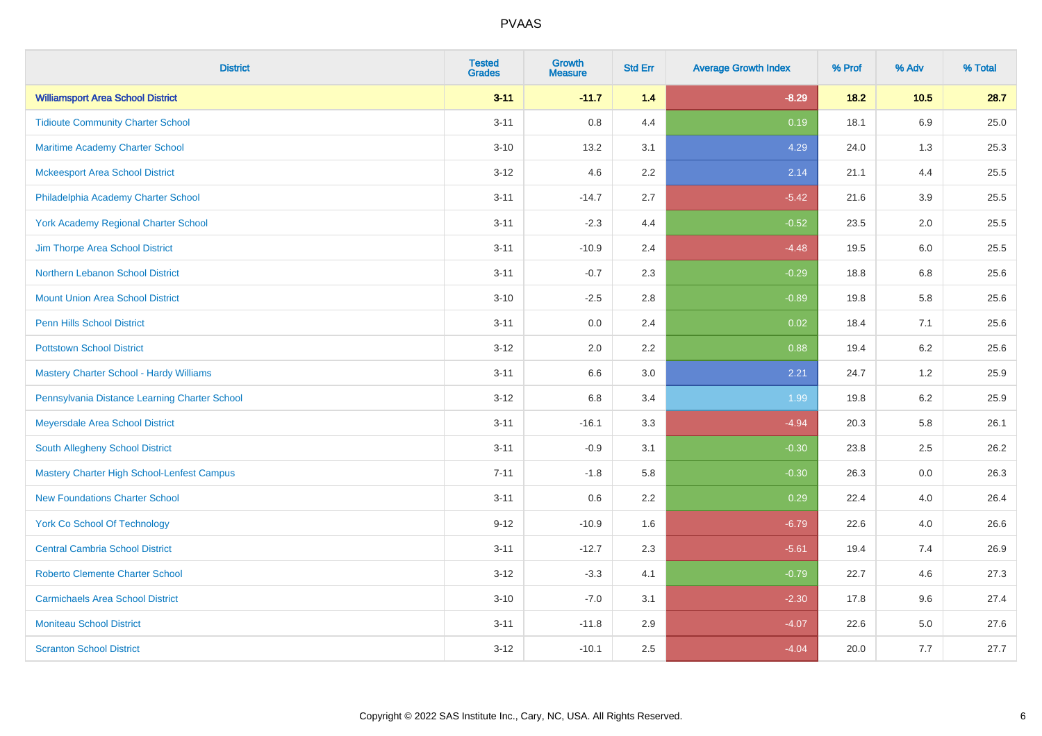PVAAS

| District | Tested Grades | Growth Measure | Std Err | Average Growth Index | % Prof | % Adv | % Total |
|---|---|---|---|---|---|---|---|
| **Williamsport Area School District** | **3-11** | **-11.7** | **1.4** | **-8.29** | **18.2** | **10.5** | **28.7** |
| Tidioute Community Charter School | 3-11 | 0.8 | 4.4 | 0.19 | 18.1 | 6.9 | 25.0 |
| Maritime Academy Charter School | 3-10 | 13.2 | 3.1 | 4.29 | 24.0 | 1.3 | 25.3 |
| Mckeesport Area School District | 3-12 | 4.6 | 2.2 | 2.14 | 21.1 | 4.4 | 25.5 |
| Philadelphia Academy Charter School | 3-11 | -14.7 | 2.7 | -5.42 | 21.6 | 3.9 | 25.5 |
| York Academy Regional Charter School | 3-11 | -2.3 | 4.4 | -0.52 | 23.5 | 2.0 | 25.5 |
| Jim Thorpe Area School District | 3-11 | -10.9 | 2.4 | -4.48 | 19.5 | 6.0 | 25.5 |
| Northern Lebanon School District | 3-11 | -0.7 | 2.3 | -0.29 | 18.8 | 6.8 | 25.6 |
| Mount Union Area School District | 3-10 | -2.5 | 2.8 | -0.89 | 19.8 | 5.8 | 25.6 |
| Penn Hills School District | 3-11 | 0.0 | 2.4 | 0.02 | 18.4 | 7.1 | 25.6 |
| Pottstown School District | 3-12 | 2.0 | 2.2 | 0.88 | 19.4 | 6.2 | 25.6 |
| Mastery Charter School - Hardy Williams | 3-11 | 6.6 | 3.0 | 2.21 | 24.7 | 1.2 | 25.9 |
| Pennsylvania Distance Learning Charter School | 3-12 | 6.8 | 3.4 | 1.99 | 19.8 | 6.2 | 25.9 |
| Meyersdale Area School District | 3-11 | -16.1 | 3.3 | -4.94 | 20.3 | 5.8 | 26.1 |
| South Allegheny School District | 3-11 | -0.9 | 3.1 | -0.30 | 23.8 | 2.5 | 26.2 |
| Mastery Charter High School-Lenfest Campus | 7-11 | -1.8 | 5.8 | -0.30 | 26.3 | 0.0 | 26.3 |
| New Foundations Charter School | 3-11 | 0.6 | 2.2 | 0.29 | 22.4 | 4.0 | 26.4 |
| York Co School Of Technology | 9-12 | -10.9 | 1.6 | -6.79 | 22.6 | 4.0 | 26.6 |
| Central Cambria School District | 3-11 | -12.7 | 2.3 | -5.61 | 19.4 | 7.4 | 26.9 |
| Roberto Clemente Charter School | 3-12 | -3.3 | 4.1 | -0.79 | 22.7 | 4.6 | 27.3 |
| Carmichaels Area School District | 3-10 | -7.0 | 3.1 | -2.30 | 17.8 | 9.6 | 27.4 |
| Moniteau School District | 3-11 | -11.8 | 2.9 | -4.07 | 22.6 | 5.0 | 27.6 |
| Scranton School District | 3-12 | -10.1 | 2.5 | -4.04 | 20.0 | 7.7 | 27.7 |

Copyright © 2022 SAS Institute Inc., Cary, NC, USA. All Rights Reserved.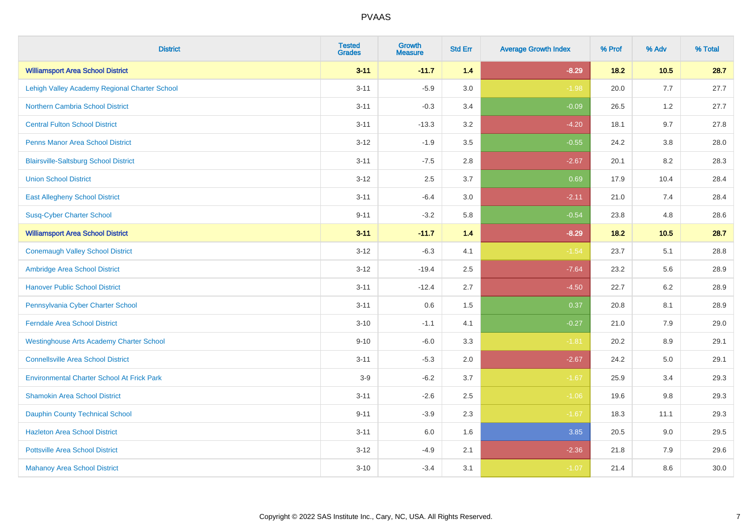# PVAAS

| District | Tested Grades | Growth Measure | Std Err | Average Growth Index | % Prof | % Adv | % Total |
|---|---|---|---|---|---|---|---|
| **Williamsport Area School District** | **3-11** | **-11.7** | **1.4** | **-8.29** | **18.2** | **10.5** | **28.7** |
| Lehigh Valley Academy Regional Charter School | 3-11 | -5.9 | 3.0 | -1.98 | 20.0 | 7.7 | 27.7 |
| Northern Cambria School District | 3-11 | -0.3 | 3.4 | -0.09 | 26.5 | 1.2 | 27.7 |
| Central Fulton School District | 3-11 | -13.3 | 3.2 | -4.20 | 18.1 | 9.7 | 27.8 |
| Penns Manor Area School District | 3-12 | -1.9 | 3.5 | -0.55 | 24.2 | 3.8 | 28.0 |
| Blairsville-Saltsburg School District | 3-11 | -7.5 | 2.8 | -2.67 | 20.1 | 8.2 | 28.3 |
| Union School District | 3-12 | 2.5 | 3.7 | 0.69 | 17.9 | 10.4 | 28.4 |
| East Allegheny School District | 3-11 | -6.4 | 3.0 | -2.11 | 21.0 | 7.4 | 28.4 |
| Susq-Cyber Charter School | 9-11 | -3.2 | 5.8 | -0.54 | 23.8 | 4.8 | 28.6 |
| **Williamsport Area School District** | **3-11** | **-11.7** | **1.4** | **-8.29** | **18.2** | **10.5** | **28.7** |
| Conemaugh Valley School District | 3-12 | -6.3 | 4.1 | -1.54 | 23.7 | 5.1 | 28.8 |
| Ambridge Area School District | 3-12 | -19.4 | 2.5 | -7.64 | 23.2 | 5.6 | 28.9 |
| Hanover Public School District | 3-11 | -12.4 | 2.7 | -4.50 | 22.7 | 6.2 | 28.9 |
| Pennsylvania Cyber Charter School | 3-11 | 0.6 | 1.5 | 0.37 | 20.8 | 8.1 | 28.9 |
| Ferndale Area School District | 3-10 | -1.1 | 4.1 | -0.27 | 21.0 | 7.9 | 29.0 |
| Westinghouse Arts Academy Charter School | 9-10 | -6.0 | 3.3 | -1.81 | 20.2 | 8.9 | 29.1 |
| Connellsville Area School District | 3-11 | -5.3 | 2.0 | -2.67 | 24.2 | 5.0 | 29.1 |
| Environmental Charter School At Frick Park | 3-9 | -6.2 | 3.7 | -1.67 | 25.9 | 3.4 | 29.3 |
| Shamokin Area School District | 3-11 | -2.6 | 2.5 | -1.06 | 19.6 | 9.8 | 29.3 |
| Dauphin County Technical School | 9-11 | -3.9 | 2.3 | -1.67 | 18.3 | 11.1 | 29.3 |
| Hazleton Area School District | 3-11 | 6.0 | 1.6 | 3.85 | 20.5 | 9.0 | 29.5 |
| Pottsville Area School District | 3-12 | -4.9 | 2.1 | -2.36 | 21.8 | 7.9 | 29.6 |
| Mahanoy Area School District | 3-10 | -3.4 | 3.1 | -1.07 | 21.4 | 8.6 | 30.0 |

Copyright © 2022 SAS Institute Inc., Cary, NC, USA. All Rights Reserved.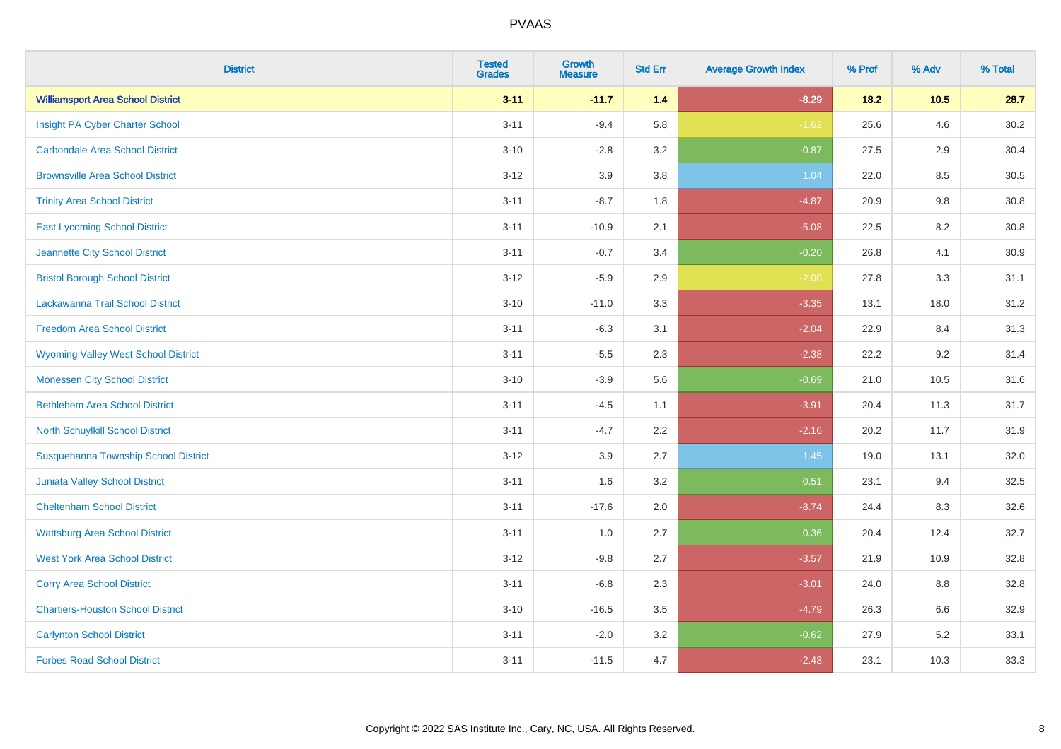| District | Tested Grades | Growth Measure | Std Err | Average Growth Index | % Prof | % Adv | % Total |
|---|---|---|---|---|---|---|---|
| **Williamsport Area School District** | **3-11** | **-11.7** | **1.4** | **-8.29** | **18.2** | **10.5** | **28.7** |
| Insight PA Cyber Charter School | 3-11 | -9.4 | 5.8 | -1.62 | 25.6 | 4.6 | 30.2 |
| Carbondale Area School District | 3-10 | -2.8 | 3.2 | -0.87 | 27.5 | 2.9 | 30.4 |
| Brownsville Area School District | 3-12 | 3.9 | 3.8 | 1.04 | 22.0 | 8.5 | 30.5 |
| Trinity Area School District | 3-11 | -8.7 | 1.8 | -4.87 | 20.9 | 9.8 | 30.8 |
| East Lycoming School District | 3-11 | -10.9 | 2.1 | -5.08 | 22.5 | 8.2 | 30.8 |
| Jeannette City School District | 3-11 | -0.7 | 3.4 | -0.20 | 26.8 | 4.1 | 30.9 |
| Bristol Borough School District | 3-12 | -5.9 | 2.9 | -2.00 | 27.8 | 3.3 | 31.1 |
| Lackawanna Trail School District | 3-10 | -11.0 | 3.3 | -3.35 | 13.1 | 18.0 | 31.2 |
| Freedom Area School District | 3-11 | -6.3 | 3.1 | -2.04 | 22.9 | 8.4 | 31.3 |
| Wyoming Valley West School District | 3-11 | -5.5 | 2.3 | -2.38 | 22.2 | 9.2 | 31.4 |
| Monessen City School District | 3-10 | -3.9 | 5.6 | -0.69 | 21.0 | 10.5 | 31.6 |
| Bethlehem Area School District | 3-11 | -4.5 | 1.1 | -3.91 | 20.4 | 11.3 | 31.7 |
| North Schuylkill School District | 3-11 | -4.7 | 2.2 | -2.16 | 20.2 | 11.7 | 31.9 |
| Susquehanna Township School District | 3-12 | 3.9 | 2.7 | 1.45 | 19.0 | 13.1 | 32.0 |
| Juniata Valley School District | 3-11 | 1.6 | 3.2 | 0.51 | 23.1 | 9.4 | 32.5 |
| Cheltenham School District | 3-11 | -17.6 | 2.0 | -8.74 | 24.4 | 8.3 | 32.6 |
| Wattsburg Area School District | 3-11 | 1.0 | 2.7 | 0.36 | 20.4 | 12.4 | 32.7 |
| West York Area School District | 3-12 | -9.8 | 2.7 | -3.57 | 21.9 | 10.9 | 32.8 |
| Corry Area School District | 3-11 | -6.8 | 2.3 | -3.01 | 24.0 | 8.8 | 32.8 |
| Chartiers-Houston School District | 3-10 | -16.5 | 3.5 | -4.79 | 26.3 | 6.6 | 32.9 |
| Carlynton School District | 3-11 | -2.0 | 3.2 | -0.62 | 27.9 | 5.2 | 33.1 |
| Forbes Road School District | 3-11 | -11.5 | 4.7 | -2.43 | 23.1 | 10.3 | 33.3 |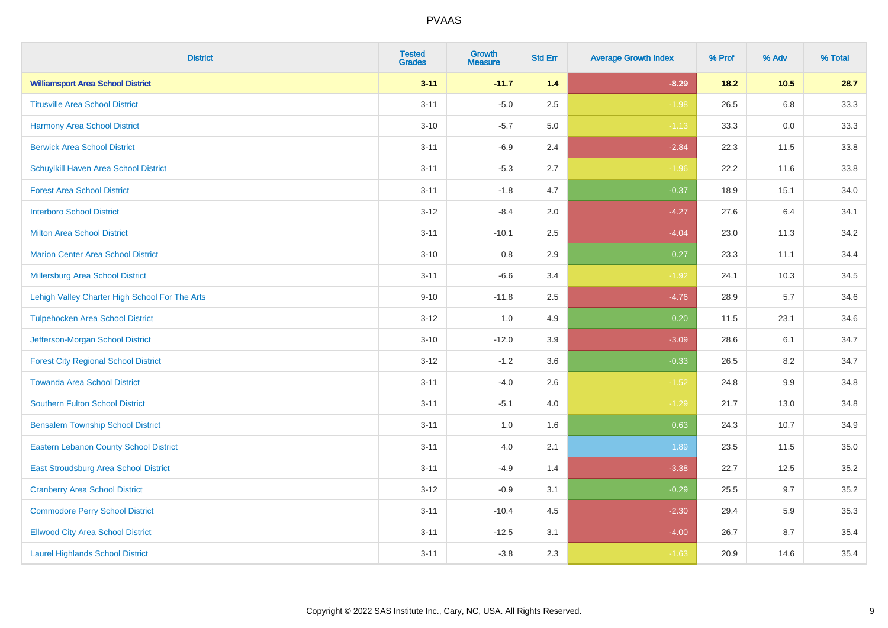# PVAAS

| District | Tested Grades | Growth Measure | Std Err | Average Growth Index | % Prof | % Adv | % Total |
|---|---|---|---|---|---|---|---|
| **Williamsport Area School District** | **3-11** | **-11.7** | **1.4** | **-8.29** | **18.2** | **10.5** | **28.7** |
| Titusville Area School District | 3-11 | -5.0 | 2.5 | -1.98 | 26.5 | 6.8 | 33.3 |
| Harmony Area School District | 3-10 | -5.7 | 5.0 | -1.13 | 33.3 | 0.0 | 33.3 |
| Berwick Area School District | 3-11 | -6.9 | 2.4 | -2.84 | 22.3 | 11.5 | 33.8 |
| Schuylkill Haven Area School District | 3-11 | -5.3 | 2.7 | -1.96 | 22.2 | 11.6 | 33.8 |
| Forest Area School District | 3-11 | -1.8 | 4.7 | -0.37 | 18.9 | 15.1 | 34.0 |
| Interboro School District | 3-12 | -8.4 | 2.0 | -4.27 | 27.6 | 6.4 | 34.1 |
| Milton Area School District | 3-11 | -10.1 | 2.5 | -4.04 | 23.0 | 11.3 | 34.2 |
| Marion Center Area School District | 3-10 | 0.8 | 2.9 | 0.27 | 23.3 | 11.1 | 34.4 |
| Millersburg Area School District | 3-11 | -6.6 | 3.4 | -1.92 | 24.1 | 10.3 | 34.5 |
| Lehigh Valley Charter High School For The Arts | 9-10 | -11.8 | 2.5 | -4.76 | 28.9 | 5.7 | 34.6 |
| Tulpehocken Area School District | 3-12 | 1.0 | 4.9 | 0.20 | 11.5 | 23.1 | 34.6 |
| Jefferson-Morgan School District | 3-10 | -12.0 | 3.9 | -3.09 | 28.6 | 6.1 | 34.7 |
| Forest City Regional School District | 3-12 | -1.2 | 3.6 | -0.33 | 26.5 | 8.2 | 34.7 |
| Towanda Area School District | 3-11 | -4.0 | 2.6 | -1.52 | 24.8 | 9.9 | 34.8 |
| Southern Fulton School District | 3-11 | -5.1 | 4.0 | -1.29 | 21.7 | 13.0 | 34.8 |
| Bensalem Township School District | 3-11 | 1.0 | 1.6 | 0.63 | 24.3 | 10.7 | 34.9 |
| Eastern Lebanon County School District | 3-11 | 4.0 | 2.1 | 1.89 | 23.5 | 11.5 | 35.0 |
| East Stroudsburg Area School District | 3-11 | -4.9 | 1.4 | -3.38 | 22.7 | 12.5 | 35.2 |
| Cranberry Area School District | 3-12 | -0.9 | 3.1 | -0.29 | 25.5 | 9.7 | 35.2 |
| Commodore Perry School District | 3-11 | -10.4 | 4.5 | -2.30 | 29.4 | 5.9 | 35.3 |
| Ellwood City Area School District | 3-11 | -12.5 | 3.1 | -4.00 | 26.7 | 8.7 | 35.4 |
| Laurel Highlands School District | 3-11 | -3.8 | 2.3 | -1.63 | 20.9 | 14.6 | 35.4 |

Copyright © 2022 SAS Institute Inc., Cary, NC, USA. All Rights Reserved.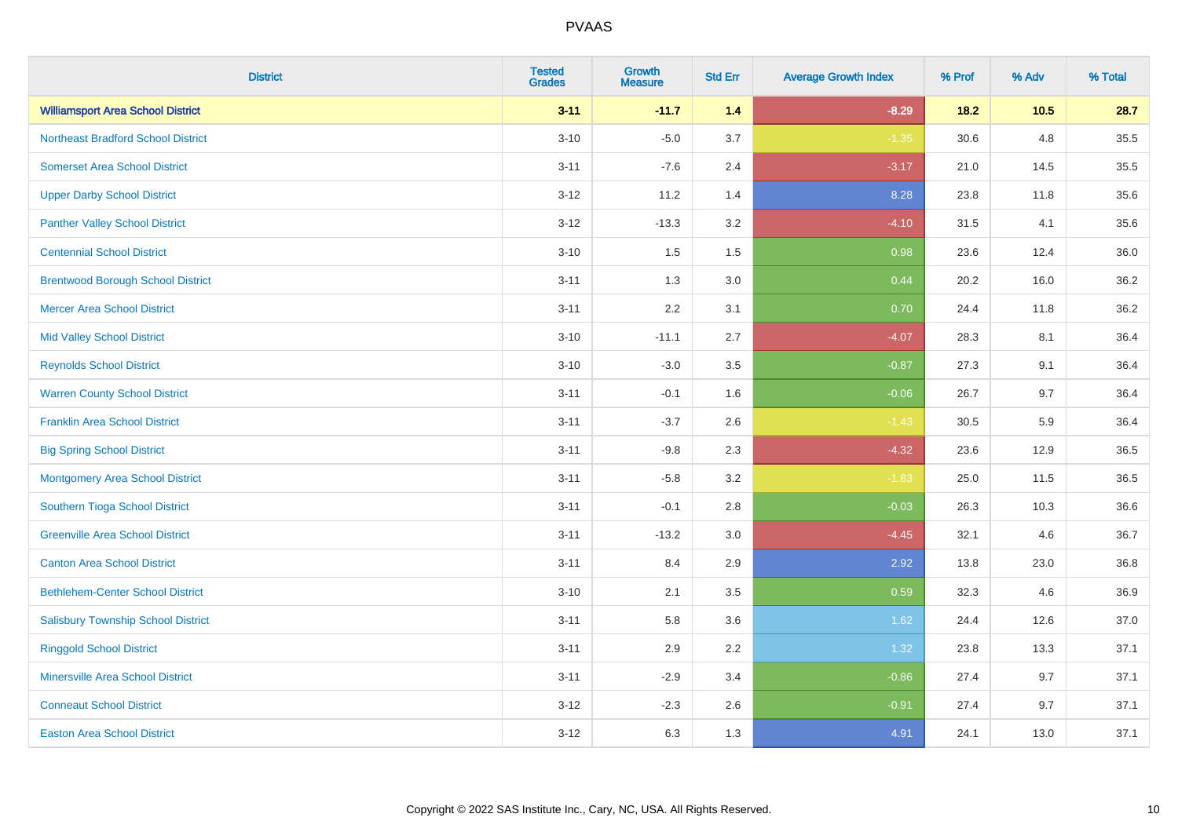| District | Tested Grades | Growth Measure | Std Err | Average Growth Index | % Prof | % Adv | % Total |
|---|---|---|---|---|---|---|---|
| **Williamsport Area School District** | **3-11** | **-11.7** | **1.4** | **-8.29** | **18.2** | **10.5** | **28.7** |
| Northeast Bradford School District | 3-10 | -5.0 | 3.7 | -1.35 | 30.6 | 4.8 | 35.5 |
| Somerset Area School District | 3-11 | -7.6 | 2.4 | -3.17 | 21.0 | 14.5 | 35.5 |
| Upper Darby School District | 3-12 | 11.2 | 1.4 | 8.28 | 23.8 | 11.8 | 35.6 |
| Panther Valley School District | 3-12 | -13.3 | 3.2 | -4.10 | 31.5 | 4.1 | 35.6 |
| Centennial School District | 3-10 | 1.5 | 1.5 | 0.98 | 23.6 | 12.4 | 36.0 |
| Brentwood Borough School District | 3-11 | 1.3 | 3.0 | 0.44 | 20.2 | 16.0 | 36.2 |
| Mercer Area School District | 3-11 | 2.2 | 3.1 | 0.70 | 24.4 | 11.8 | 36.2 |
| Mid Valley School District | 3-10 | -11.1 | 2.7 | -4.07 | 28.3 | 8.1 | 36.4 |
| Reynolds School District | 3-10 | -3.0 | 3.5 | -0.87 | 27.3 | 9.1 | 36.4 |
| Warren County School District | 3-11 | -0.1 | 1.6 | -0.06 | 26.7 | 9.7 | 36.4 |
| Franklin Area School District | 3-11 | -3.7 | 2.6 | -1.43 | 30.5 | 5.9 | 36.4 |
| Big Spring School District | 3-11 | -9.8 | 2.3 | -4.32 | 23.6 | 12.9 | 36.5 |
| Montgomery Area School District | 3-11 | -5.8 | 3.2 | -1.83 | 25.0 | 11.5 | 36.5 |
| Southern Tioga School District | 3-11 | -0.1 | 2.8 | -0.03 | 26.3 | 10.3 | 36.6 |
| Greenville Area School District | 3-11 | -13.2 | 3.0 | -4.45 | 32.1 | 4.6 | 36.7 |
| Canton Area School District | 3-11 | 8.4 | 2.9 | 2.92 | 13.8 | 23.0 | 36.8 |
| Bethlehem-Center School District | 3-10 | 2.1 | 3.5 | 0.59 | 32.3 | 4.6 | 36.9 |
| Salisbury Township School District | 3-11 | 5.8 | 3.6 | 1.62 | 24.4 | 12.6 | 37.0 |
| Ringgold School District | 3-11 | 2.9 | 2.2 | 1.32 | 23.8 | 13.3 | 37.1 |
| Minersville Area School District | 3-11 | -2.9 | 3.4 | -0.86 | 27.4 | 9.7 | 37.1 |
| Conneaut School District | 3-12 | -2.3 | 2.6 | -0.91 | 27.4 | 9.7 | 37.1 |
| Easton Area School District | 3-12 | 6.3 | 1.3 | 4.91 | 24.1 | 13.0 | 37.1 |

Copyright © 2022 SAS Institute Inc., Cary, NC, USA. All Rights Reserved.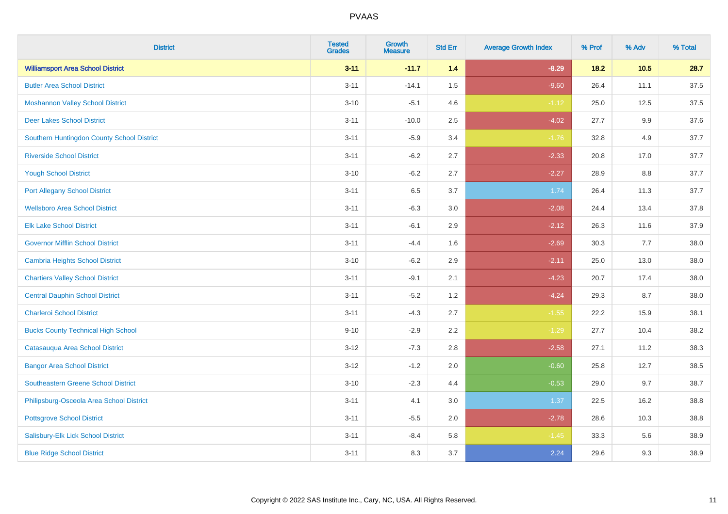| District | Tested Grades | Growth Measure | Std Err | Average Growth Index | % Prof | % Adv | % Total |
|---|---|---|---|---|---|---|---|
| **Williamsport Area School District** | **3-11** | **-11.7** | **1.4** | **-8.29** | **18.2** | **10.5** | **28.7** |
| Butler Area School District | 3-11 | -14.1 | 1.5 | -9.60 | 26.4 | 11.1 | 37.5 |
| Moshannon Valley School District | 3-10 | -5.1 | 4.6 | -1.12 | 25.0 | 12.5 | 37.5 |
| Deer Lakes School District | 3-11 | -10.0 | 2.5 | -4.02 | 27.7 | 9.9 | 37.6 |
| Southern Huntingdon County School District | 3-11 | -5.9 | 3.4 | -1.76 | 32.8 | 4.9 | 37.7 |
| Riverside School District | 3-11 | -6.2 | 2.7 | -2.33 | 20.8 | 17.0 | 37.7 |
| Yough School District | 3-10 | -6.2 | 2.7 | -2.27 | 28.9 | 8.8 | 37.7 |
| Port Allegany School District | 3-11 | 6.5 | 3.7 | 1.74 | 26.4 | 11.3 | 37.7 |
| Wellsboro Area School District | 3-11 | -6.3 | 3.0 | -2.08 | 24.4 | 13.4 | 37.8 |
| Elk Lake School District | 3-11 | -6.1 | 2.9 | -2.12 | 26.3 | 11.6 | 37.9 |
| Governor Mifflin School District | 3-11 | -4.4 | 1.6 | -2.69 | 30.3 | 7.7 | 38.0 |
| Cambria Heights School District | 3-10 | -6.2 | 2.9 | -2.11 | 25.0 | 13.0 | 38.0 |
| Chartiers Valley School District | 3-11 | -9.1 | 2.1 | -4.23 | 20.7 | 17.4 | 38.0 |
| Central Dauphin School District | 3-11 | -5.2 | 1.2 | -4.24 | 29.3 | 8.7 | 38.0 |
| Charleroi School District | 3-11 | -4.3 | 2.7 | -1.55 | 22.2 | 15.9 | 38.1 |
| Bucks County Technical High School | 9-10 | -2.9 | 2.2 | -1.29 | 27.7 | 10.4 | 38.2 |
| Catasauqua Area School District | 3-12 | -7.3 | 2.8 | -2.58 | 27.1 | 11.2 | 38.3 |
| Bangor Area School District | 3-12 | -1.2 | 2.0 | -0.60 | 25.8 | 12.7 | 38.5 |
| Southeastern Greene School District | 3-10 | -2.3 | 4.4 | -0.53 | 29.0 | 9.7 | 38.7 |
| Philipsburg-Osceola Area School District | 3-11 | 4.1 | 3.0 | 1.37 | 22.5 | 16.2 | 38.8 |
| Pottsgrove School District | 3-11 | -5.5 | 2.0 | -2.78 | 28.6 | 10.3 | 38.8 |
| Salisbury-Elk Lick School District | 3-11 | -8.4 | 5.8 | -1.45 | 33.3 | 5.6 | 38.9 |
| Blue Ridge School District | 3-11 | 8.3 | 3.7 | 2.24 | 29.6 | 9.3 | 38.9 |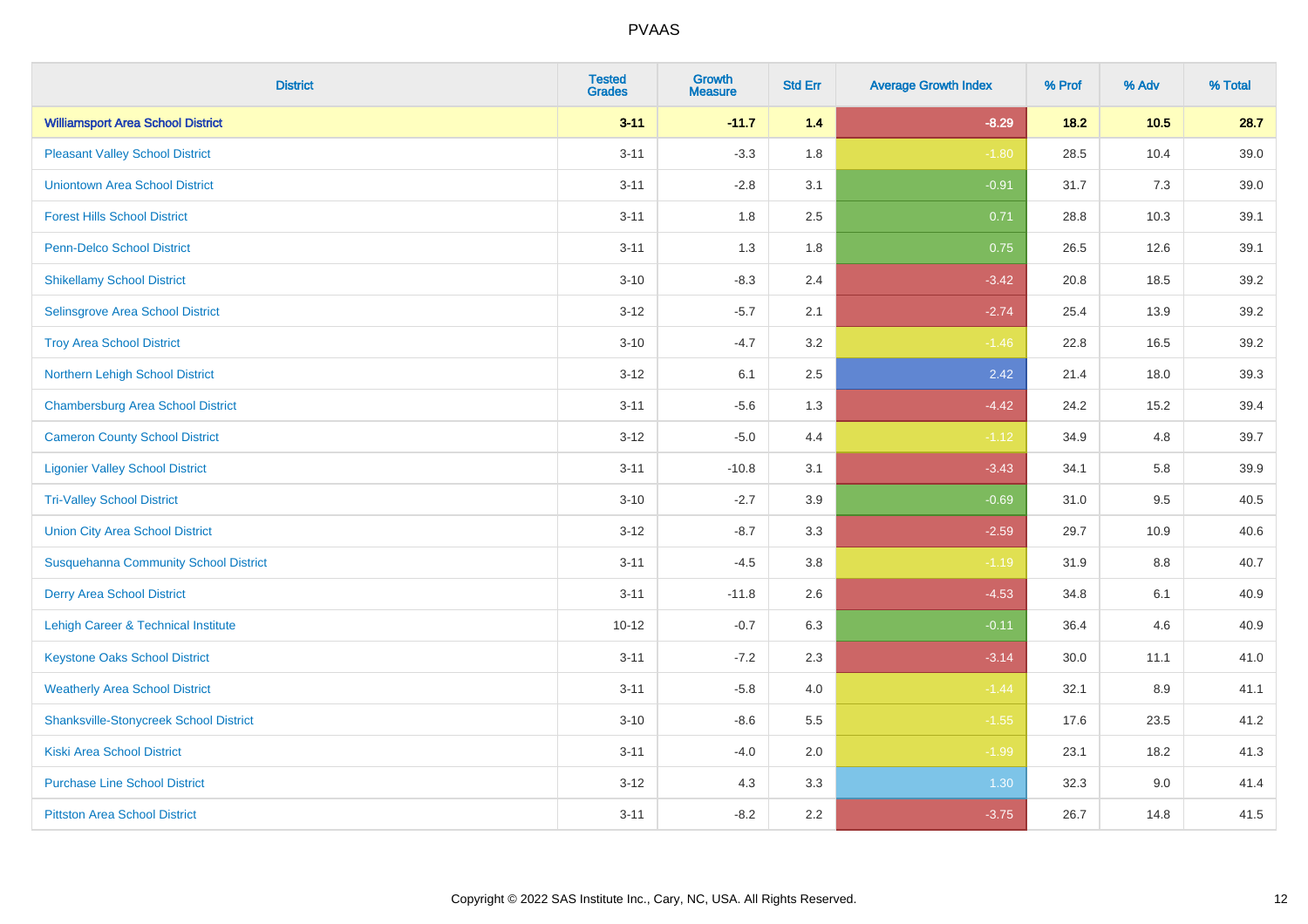# PVAAS

| District | Tested Grades | Growth Measure | Std Err | Average Growth Index | % Prof | % Adv | % Total |
|---|---|---|---|---|---|---|---|
| **Williamsport Area School District** | **3-11** | **-11.7** | **1.4** | **-8.29** | **18.2** | **10.5** | **28.7** |
| Pleasant Valley School District | 3-11 | -3.3 | 1.8 | -1.80 | 28.5 | 10.4 | 39.0 |
| Uniontown Area School District | 3-11 | -2.8 | 3.1 | -0.91 | 31.7 | 7.3 | 39.0 |
| Forest Hills School District | 3-11 | 1.8 | 2.5 | 0.71 | 28.8 | 10.3 | 39.1 |
| Penn-Delco School District | 3-11 | 1.3 | 1.8 | 0.75 | 26.5 | 12.6 | 39.1 |
| Shikellamy School District | 3-10 | -8.3 | 2.4 | -3.42 | 20.8 | 18.5 | 39.2 |
| Selinsgrove Area School District | 3-12 | -5.7 | 2.1 | -2.74 | 25.4 | 13.9 | 39.2 |
| Troy Area School District | 3-10 | -4.7 | 3.2 | -1.46 | 22.8 | 16.5 | 39.2 |
| Northern Lehigh School District | 3-12 | 6.1 | 2.5 | 2.42 | 21.4 | 18.0 | 39.3 |
| Chambersburg Area School District | 3-11 | -5.6 | 1.3 | -4.42 | 24.2 | 15.2 | 39.4 |
| Cameron County School District | 3-12 | -5.0 | 4.4 | -1.12 | 34.9 | 4.8 | 39.7 |
| Ligonier Valley School District | 3-11 | -10.8 | 3.1 | -3.43 | 34.1 | 5.8 | 39.9 |
| Tri-Valley School District | 3-10 | -2.7 | 3.9 | -0.69 | 31.0 | 9.5 | 40.5 |
| Union City Area School District | 3-12 | -8.7 | 3.3 | -2.59 | 29.7 | 10.9 | 40.6 |
| Susquehanna Community School District | 3-11 | -4.5 | 3.8 | -1.19 | 31.9 | 8.8 | 40.7 |
| Derry Area School District | 3-11 | -11.8 | 2.6 | -4.53 | 34.8 | 6.1 | 40.9 |
| Lehigh Career & Technical Institute | 10-12 | -0.7 | 6.3 | -0.11 | 36.4 | 4.6 | 40.9 |
| Keystone Oaks School District | 3-11 | -7.2 | 2.3 | -3.14 | 30.0 | 11.1 | 41.0 |
| Weatherly Area School District | 3-11 | -5.8 | 4.0 | -1.44 | 32.1 | 8.9 | 41.1 |
| Shanksville-Stonycreek School District | 3-10 | -8.6 | 5.5 | -1.55 | 17.6 | 23.5 | 41.2 |
| Kiski Area School District | 3-11 | -4.0 | 2.0 | -1.99 | 23.1 | 18.2 | 41.3 |
| Purchase Line School District | 3-12 | 4.3 | 3.3 | 1.30 | 32.3 | 9.0 | 41.4 |
| Pittston Area School District | 3-11 | -8.2 | 2.2 | -3.75 | 26.7 | 14.8 | 41.5 |

Copyright © 2022 SAS Institute Inc., Cary, NC, USA. All Rights Reserved.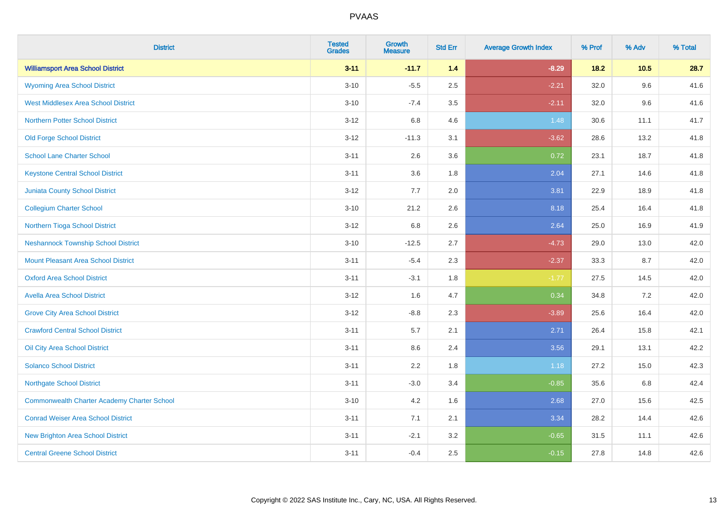PVAAS

| District | Tested Grades | Growth Measure | Std Err | Average Growth Index | % Prof | % Adv | % Total |
|---|---|---|---|---|---|---|---|
| **Williamsport Area School District** | **3-11** | **-11.7** | **1.4** | **-8.29** | **18.2** | **10.5** | **28.7** |
| Wyoming Area School District | 3-10 | -5.5 | 2.5 | -2.21 | 32.0 | 9.6 | 41.6 |
| West Middlesex Area School District | 3-10 | -7.4 | 3.5 | -2.11 | 32.0 | 9.6 | 41.6 |
| Northern Potter School District | 3-12 | 6.8 | 4.6 | 1.48 | 30.6 | 11.1 | 41.7 |
| Old Forge School District | 3-12 | -11.3 | 3.1 | -3.62 | 28.6 | 13.2 | 41.8 |
| School Lane Charter School | 3-11 | 2.6 | 3.6 | 0.72 | 23.1 | 18.7 | 41.8 |
| Keystone Central School District | 3-11 | 3.6 | 1.8 | 2.04 | 27.1 | 14.6 | 41.8 |
| Juniata County School District | 3-12 | 7.7 | 2.0 | 3.81 | 22.9 | 18.9 | 41.8 |
| Collegium Charter School | 3-10 | 21.2 | 2.6 | 8.18 | 25.4 | 16.4 | 41.8 |
| Northern Tioga School District | 3-12 | 6.8 | 2.6 | 2.64 | 25.0 | 16.9 | 41.9 |
| Neshannock Township School District | 3-10 | -12.5 | 2.7 | -4.73 | 29.0 | 13.0 | 42.0 |
| Mount Pleasant Area School District | 3-11 | -5.4 | 2.3 | -2.37 | 33.3 | 8.7 | 42.0 |
| Oxford Area School District | 3-11 | -3.1 | 1.8 | -1.77 | 27.5 | 14.5 | 42.0 |
| Avella Area School District | 3-12 | 1.6 | 4.7 | 0.34 | 34.8 | 7.2 | 42.0 |
| Grove City Area School District | 3-12 | -8.8 | 2.3 | -3.89 | 25.6 | 16.4 | 42.0 |
| Crawford Central School District | 3-11 | 5.7 | 2.1 | 2.71 | 26.4 | 15.8 | 42.1 |
| Oil City Area School District | 3-11 | 8.6 | 2.4 | 3.56 | 29.1 | 13.1 | 42.2 |
| Solanco School District | 3-11 | 2.2 | 1.8 | 1.18 | 27.2 | 15.0 | 42.3 |
| Northgate School District | 3-11 | -3.0 | 3.4 | -0.85 | 35.6 | 6.8 | 42.4 |
| Commonwealth Charter Academy Charter School | 3-10 | 4.2 | 1.6 | 2.68 | 27.0 | 15.6 | 42.5 |
| Conrad Weiser Area School District | 3-11 | 7.1 | 2.1 | 3.34 | 28.2 | 14.4 | 42.6 |
| New Brighton Area School District | 3-11 | -2.1 | 3.2 | -0.65 | 31.5 | 11.1 | 42.6 |
| Central Greene School District | 3-11 | -0.4 | 2.5 | -0.15 | 27.8 | 14.8 | 42.6 |

Copyright © 2022 SAS Institute Inc., Cary, NC, USA. All Rights Reserved.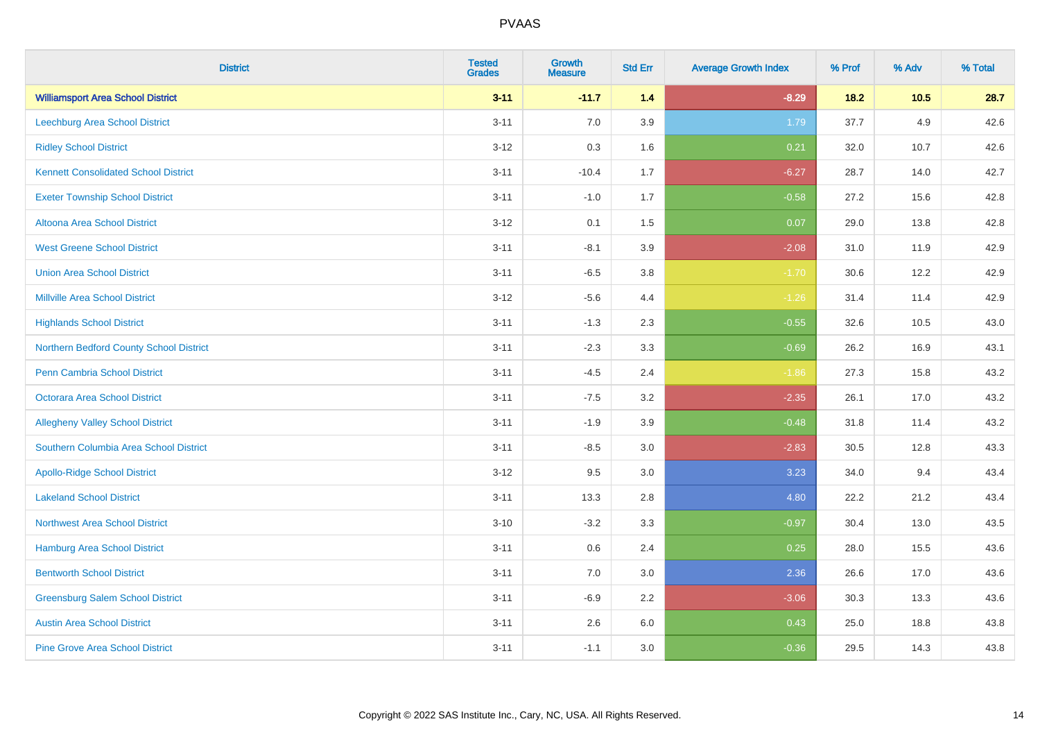| District | Tested Grades | Growth Measure | Std Err | Average Growth Index | % Prof | % Adv | % Total |
|---|---|---|---|---|---|---|---|
| **Williamsport Area School District** | **3-11** | **-11.7** | **1.4** | **-8.29** | **18.2** | **10.5** | **28.7** |
| Leechburg Area School District | 3-11 | 7.0 | 3.9 | 1.79 | 37.7 | 4.9 | 42.6 |
| Ridley School District | 3-12 | 0.3 | 1.6 | 0.21 | 32.0 | 10.7 | 42.6 |
| Kennett Consolidated School District | 3-11 | -10.4 | 1.7 | -6.27 | 28.7 | 14.0 | 42.7 |
| Exeter Township School District | 3-11 | -1.0 | 1.7 | -0.58 | 27.2 | 15.6 | 42.8 |
| Altoona Area School District | 3-12 | 0.1 | 1.5 | 0.07 | 29.0 | 13.8 | 42.8 |
| West Greene School District | 3-11 | -8.1 | 3.9 | -2.08 | 31.0 | 11.9 | 42.9 |
| Union Area School District | 3-11 | -6.5 | 3.8 | -1.70 | 30.6 | 12.2 | 42.9 |
| Millville Area School District | 3-12 | -5.6 | 4.4 | -1.26 | 31.4 | 11.4 | 42.9 |
| Highlands School District | 3-11 | -1.3 | 2.3 | -0.55 | 32.6 | 10.5 | 43.0 |
| Northern Bedford County School District | 3-11 | -2.3 | 3.3 | -0.69 | 26.2 | 16.9 | 43.1 |
| Penn Cambria School District | 3-11 | -4.5 | 2.4 | -1.86 | 27.3 | 15.8 | 43.2 |
| Octorara Area School District | 3-11 | -7.5 | 3.2 | -2.35 | 26.1 | 17.0 | 43.2 |
| Allegheny Valley School District | 3-11 | -1.9 | 3.9 | -0.48 | 31.8 | 11.4 | 43.2 |
| Southern Columbia Area School District | 3-11 | -8.5 | 3.0 | -2.83 | 30.5 | 12.8 | 43.3 |
| Apollo-Ridge School District | 3-12 | 9.5 | 3.0 | 3.23 | 34.0 | 9.4 | 43.4 |
| Lakeland School District | 3-11 | 13.3 | 2.8 | 4.80 | 22.2 | 21.2 | 43.4 |
| Northwest Area School District | 3-10 | -3.2 | 3.3 | -0.97 | 30.4 | 13.0 | 43.5 |
| Hamburg Area School District | 3-11 | 0.6 | 2.4 | 0.25 | 28.0 | 15.5 | 43.6 |
| Bentworth School District | 3-11 | 7.0 | 3.0 | 2.36 | 26.6 | 17.0 | 43.6 |
| Greensburg Salem School District | 3-11 | -6.9 | 2.2 | -3.06 | 30.3 | 13.3 | 43.6 |
| Austin Area School District | 3-11 | 2.6 | 6.0 | 0.43 | 25.0 | 18.8 | 43.8 |
| Pine Grove Area School District | 3-11 | -1.1 | 3.0 | -0.36 | 29.5 | 14.3 | 43.8 |

Copyright © 2022 SAS Institute Inc., Cary, NC, USA. All Rights Reserved.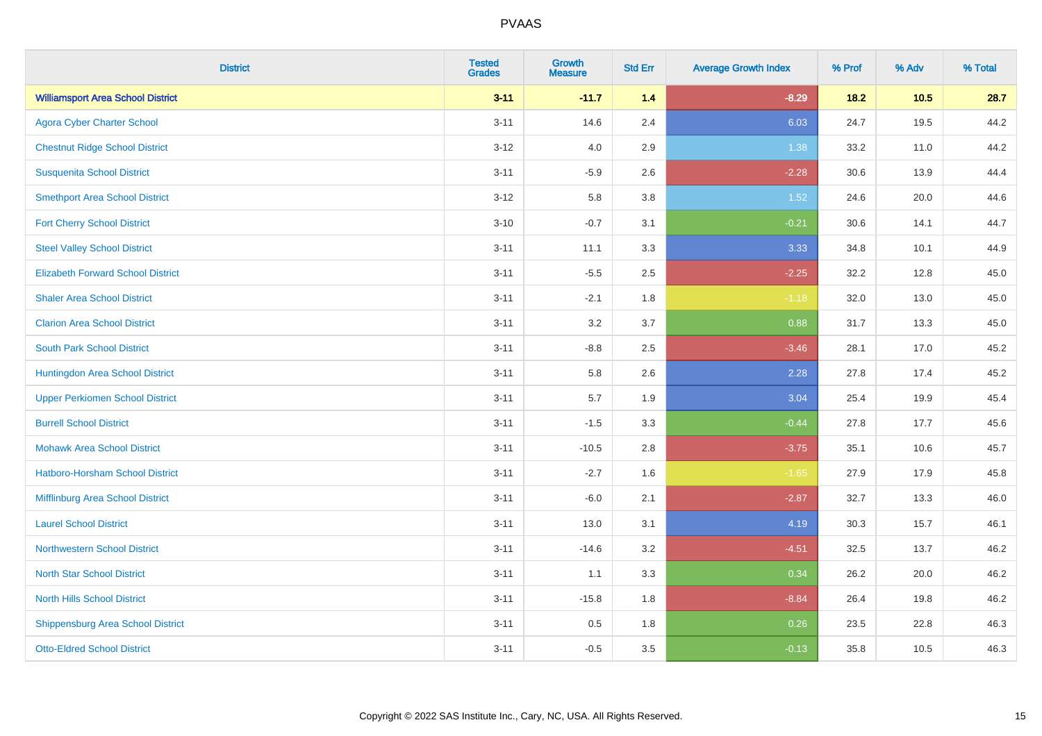# PVAAS

| District | Tested Grades | Growth Measure | Std Err | Average Growth Index | % Prof | % Adv | % Total |
|---|---|---|---|---|---|---|---|
| **Williamsport Area School District** | **3-11** | **-11.7** | **1.4** | **-8.29** | **18.2** | **10.5** | **28.7** |
| Agora Cyber Charter School | 3-11 | 14.6 | 2.4 | 6.03 | 24.7 | 19.5 | 44.2 |
| Chestnut Ridge School District | 3-12 | 4.0 | 2.9 | 1.38 | 33.2 | 11.0 | 44.2 |
| Susquenita School District | 3-11 | -5.9 | 2.6 | -2.28 | 30.6 | 13.9 | 44.4 |
| Smethport Area School District | 3-12 | 5.8 | 3.8 | 1.52 | 24.6 | 20.0 | 44.6 |
| Fort Cherry School District | 3-10 | -0.7 | 3.1 | -0.21 | 30.6 | 14.1 | 44.7 |
| Steel Valley School District | 3-11 | 11.1 | 3.3 | 3.33 | 34.8 | 10.1 | 44.9 |
| Elizabeth Forward School District | 3-11 | -5.5 | 2.5 | -2.25 | 32.2 | 12.8 | 45.0 |
| Shaler Area School District | 3-11 | -2.1 | 1.8 | -1.18 | 32.0 | 13.0 | 45.0 |
| Clarion Area School District | 3-11 | 3.2 | 3.7 | 0.88 | 31.7 | 13.3 | 45.0 |
| South Park School District | 3-11 | -8.8 | 2.5 | -3.46 | 28.1 | 17.0 | 45.2 |
| Huntingdon Area School District | 3-11 | 5.8 | 2.6 | 2.28 | 27.8 | 17.4 | 45.2 |
| Upper Perkiomen School District | 3-11 | 5.7 | 1.9 | 3.04 | 25.4 | 19.9 | 45.4 |
| Burrell School District | 3-11 | -1.5 | 3.3 | -0.44 | 27.8 | 17.7 | 45.6 |
| Mohawk Area School District | 3-11 | -10.5 | 2.8 | -3.75 | 35.1 | 10.6 | 45.7 |
| Hatboro-Horsham School District | 3-11 | -2.7 | 1.6 | -1.65 | 27.9 | 17.9 | 45.8 |
| Mifflinburg Area School District | 3-11 | -6.0 | 2.1 | -2.87 | 32.7 | 13.3 | 46.0 |
| Laurel School District | 3-11 | 13.0 | 3.1 | 4.19 | 30.3 | 15.7 | 46.1 |
| Northwestern School District | 3-11 | -14.6 | 3.2 | -4.51 | 32.5 | 13.7 | 46.2 |
| North Star School District | 3-11 | 1.1 | 3.3 | 0.34 | 26.2 | 20.0 | 46.2 |
| North Hills School District | 3-11 | -15.8 | 1.8 | -8.84 | 26.4 | 19.8 | 46.2 |
| Shippensburg Area School District | 3-11 | 0.5 | 1.8 | 0.26 | 23.5 | 22.8 | 46.3 |
| Otto-Eldred School District | 3-11 | -0.5 | 3.5 | -0.13 | 35.8 | 10.5 | 46.3 |

Copyright © 2022 SAS Institute Inc., Cary, NC, USA. All Rights Reserved.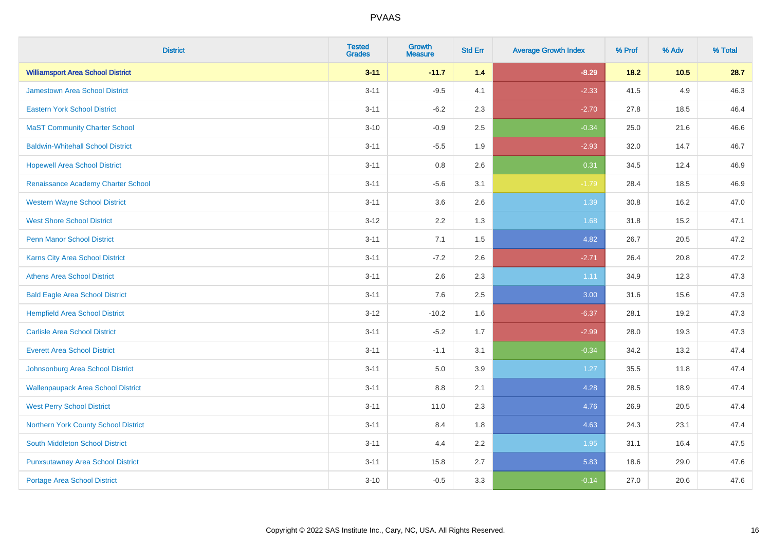| District | Tested Grades | Growth Measure | Std Err | Average Growth Index | % Prof | % Adv | % Total |
|---|---|---|---|---|---|---|---|
| **Williamsport Area School District** | **3-11** | **-11.7** | **1.4** | **-8.29** | **18.2** | **10.5** | **28.7** |
| Jamestown Area School District | 3-11 | -9.5 | 4.1 | -2.33 | 41.5 | 4.9 | 46.3 |
| Eastern York School District | 3-11 | -6.2 | 2.3 | -2.70 | 27.8 | 18.5 | 46.4 |
| MaST Community Charter School | 3-10 | -0.9 | 2.5 | -0.34 | 25.0 | 21.6 | 46.6 |
| Baldwin-Whitehall School District | 3-11 | -5.5 | 1.9 | -2.93 | 32.0 | 14.7 | 46.7 |
| Hopewell Area School District | 3-11 | 0.8 | 2.6 | 0.31 | 34.5 | 12.4 | 46.9 |
| Renaissance Academy Charter School | 3-11 | -5.6 | 3.1 | -1.79 | 28.4 | 18.5 | 46.9 |
| Western Wayne School District | 3-11 | 3.6 | 2.6 | 1.39 | 30.8 | 16.2 | 47.0 |
| West Shore School District | 3-12 | 2.2 | 1.3 | 1.68 | 31.8 | 15.2 | 47.1 |
| Penn Manor School District | 3-11 | 7.1 | 1.5 | 4.82 | 26.7 | 20.5 | 47.2 |
| Karns City Area School District | 3-11 | -7.2 | 2.6 | -2.71 | 26.4 | 20.8 | 47.2 |
| Athens Area School District | 3-11 | 2.6 | 2.3 | 1.11 | 34.9 | 12.3 | 47.3 |
| Bald Eagle Area School District | 3-11 | 7.6 | 2.5 | 3.00 | 31.6 | 15.6 | 47.3 |
| Hempfield Area School District | 3-12 | -10.2 | 1.6 | -6.37 | 28.1 | 19.2 | 47.3 |
| Carlisle Area School District | 3-11 | -5.2 | 1.7 | -2.99 | 28.0 | 19.3 | 47.3 |
| Everett Area School District | 3-11 | -1.1 | 3.1 | -0.34 | 34.2 | 13.2 | 47.4 |
| Johnsonburg Area School District | 3-11 | 5.0 | 3.9 | 1.27 | 35.5 | 11.8 | 47.4 |
| Wallenpaupack Area School District | 3-11 | 8.8 | 2.1 | 4.28 | 28.5 | 18.9 | 47.4 |
| West Perry School District | 3-11 | 11.0 | 2.3 | 4.76 | 26.9 | 20.5 | 47.4 |
| Northern York County School District | 3-11 | 8.4 | 1.8 | 4.63 | 24.3 | 23.1 | 47.4 |
| South Middleton School District | 3-11 | 4.4 | 2.2 | 1.95 | 31.1 | 16.4 | 47.5 |
| Punxsutawney Area School District | 3-11 | 15.8 | 2.7 | 5.83 | 18.6 | 29.0 | 47.6 |
| Portage Area School District | 3-10 | -0.5 | 3.3 | -0.14 | 27.0 | 20.6 | 47.6 |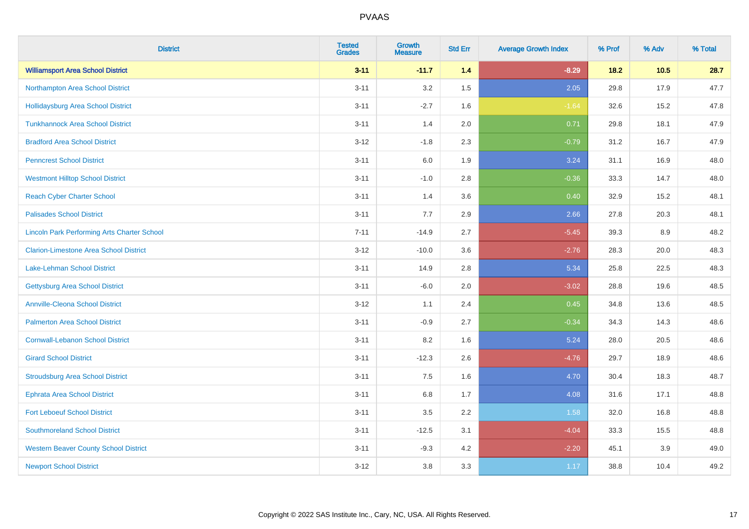# PVAAS

| District | Tested Grades | Growth Measure | Std Err | Average Growth Index | % Prof | % Adv | % Total |
|---|---|---|---|---|---|---|---|
| **Williamsport Area School District** | **3-11** | **-11.7** | **1.4** | **-8.29** | **18.2** | **10.5** | **28.7** |
| Northampton Area School District | 3-11 | 3.2 | 1.5 | 2.05 | 29.8 | 17.9 | 47.7 |
| Hollidaysburg Area School District | 3-11 | -2.7 | 1.6 | -1.64 | 32.6 | 15.2 | 47.8 |
| Tunkhannock Area School District | 3-11 | 1.4 | 2.0 | 0.71 | 29.8 | 18.1 | 47.9 |
| Bradford Area School District | 3-12 | -1.8 | 2.3 | -0.79 | 31.2 | 16.7 | 47.9 |
| Penncrest School District | 3-11 | 6.0 | 1.9 | 3.24 | 31.1 | 16.9 | 48.0 |
| Westmont Hilltop School District | 3-11 | -1.0 | 2.8 | -0.36 | 33.3 | 14.7 | 48.0 |
| Reach Cyber Charter School | 3-11 | 1.4 | 3.6 | 0.40 | 32.9 | 15.2 | 48.1 |
| Palisades School District | 3-11 | 7.7 | 2.9 | 2.66 | 27.8 | 20.3 | 48.1 |
| Lincoln Park Performing Arts Charter School | 7-11 | -14.9 | 2.7 | -5.45 | 39.3 | 8.9 | 48.2 |
| Clarion-Limestone Area School District | 3-12 | -10.0 | 3.6 | -2.76 | 28.3 | 20.0 | 48.3 |
| Lake-Lehman School District | 3-11 | 14.9 | 2.8 | 5.34 | 25.8 | 22.5 | 48.3 |
| Gettysburg Area School District | 3-11 | -6.0 | 2.0 | -3.02 | 28.8 | 19.6 | 48.5 |
| Annville-Cleona School District | 3-12 | 1.1 | 2.4 | 0.45 | 34.8 | 13.6 | 48.5 |
| Palmerton Area School District | 3-11 | -0.9 | 2.7 | -0.34 | 34.3 | 14.3 | 48.6 |
| Cornwall-Lebanon School District | 3-11 | 8.2 | 1.6 | 5.24 | 28.0 | 20.5 | 48.6 |
| Girard School District | 3-11 | -12.3 | 2.6 | -4.76 | 29.7 | 18.9 | 48.6 |
| Stroudsburg Area School District | 3-11 | 7.5 | 1.6 | 4.70 | 30.4 | 18.3 | 48.7 |
| Ephrata Area School District | 3-11 | 6.8 | 1.7 | 4.08 | 31.6 | 17.1 | 48.8 |
| Fort Leboeuf School District | 3-11 | 3.5 | 2.2 | 1.58 | 32.0 | 16.8 | 48.8 |
| Southmoreland School District | 3-11 | -12.5 | 3.1 | -4.04 | 33.3 | 15.5 | 48.8 |
| Western Beaver County School District | 3-11 | -9.3 | 4.2 | -2.20 | 45.1 | 3.9 | 49.0 |
| Newport School District | 3-12 | 3.8 | 3.3 | 1.17 | 38.8 | 10.4 | 49.2 |

Copyright © 2022 SAS Institute Inc., Cary, NC, USA. All Rights Reserved.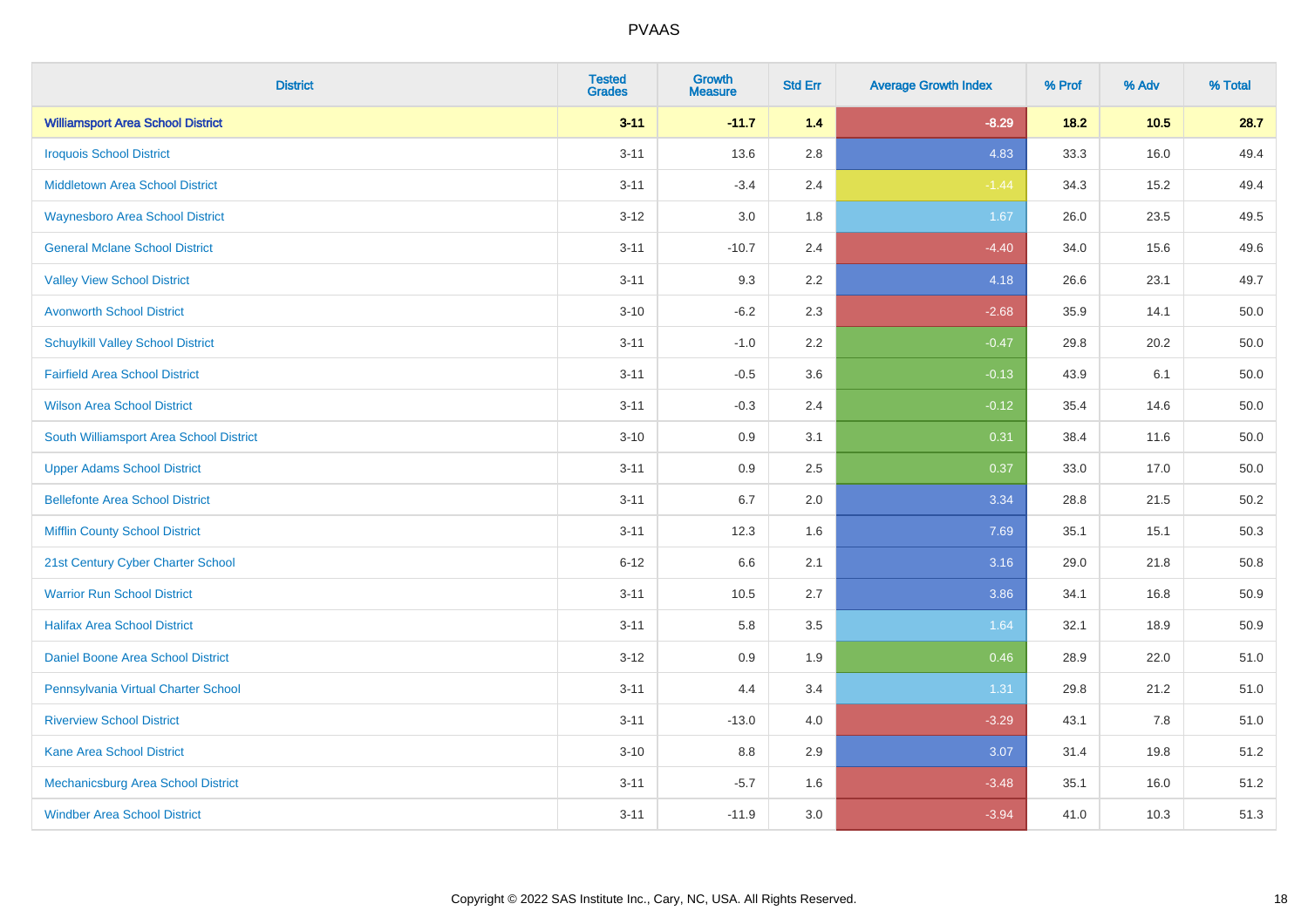| District | Tested Grades | Growth Measure | Std Err | Average Growth Index | % Prof | % Adv | % Total |
|---|---|---|---|---|---|---|---|
| **Williamsport Area School District** | **3-11** | **-11.7** | **1.4** | **-8.29** | **18.2** | **10.5** | **28.7** |
| Iroquois School District | 3-11 | 13.6 | 2.8 | 4.83 | 33.3 | 16.0 | 49.4 |
| Middletown Area School District | 3-11 | -3.4 | 2.4 | -1.44 | 34.3 | 15.2 | 49.4 |
| Waynesboro Area School District | 3-12 | 3.0 | 1.8 | 1.67 | 26.0 | 23.5 | 49.5 |
| General Mclane School District | 3-11 | -10.7 | 2.4 | -4.40 | 34.0 | 15.6 | 49.6 |
| Valley View School District | 3-11 | 9.3 | 2.2 | 4.18 | 26.6 | 23.1 | 49.7 |
| Avonworth School District | 3-10 | -6.2 | 2.3 | -2.68 | 35.9 | 14.1 | 50.0 |
| Schuylkill Valley School District | 3-11 | -1.0 | 2.2 | -0.47 | 29.8 | 20.2 | 50.0 |
| Fairfield Area School District | 3-11 | -0.5 | 3.6 | -0.13 | 43.9 | 6.1 | 50.0 |
| Wilson Area School District | 3-11 | -0.3 | 2.4 | -0.12 | 35.4 | 14.6 | 50.0 |
| South Williamsport Area School District | 3-10 | 0.9 | 3.1 | 0.31 | 38.4 | 11.6 | 50.0 |
| Upper Adams School District | 3-11 | 0.9 | 2.5 | 0.37 | 33.0 | 17.0 | 50.0 |
| Bellefonte Area School District | 3-11 | 6.7 | 2.0 | 3.34 | 28.8 | 21.5 | 50.2 |
| Mifflin County School District | 3-11 | 12.3 | 1.6 | 7.69 | 35.1 | 15.1 | 50.3 |
| 21st Century Cyber Charter School | 6-12 | 6.6 | 2.1 | 3.16 | 29.0 | 21.8 | 50.8 |
| Warrior Run School District | 3-11 | 10.5 | 2.7 | 3.86 | 34.1 | 16.8 | 50.9 |
| Halifax Area School District | 3-11 | 5.8 | 3.5 | 1.64 | 32.1 | 18.9 | 50.9 |
| Daniel Boone Area School District | 3-12 | 0.9 | 1.9 | 0.46 | 28.9 | 22.0 | 51.0 |
| Pennsylvania Virtual Charter School | 3-11 | 4.4 | 3.4 | 1.31 | 29.8 | 21.2 | 51.0 |
| Riverview School District | 3-11 | -13.0 | 4.0 | -3.29 | 43.1 | 7.8 | 51.0 |
| Kane Area School District | 3-10 | 8.8 | 2.9 | 3.07 | 31.4 | 19.8 | 51.2 |
| Mechanicsburg Area School District | 3-11 | -5.7 | 1.6 | -3.48 | 35.1 | 16.0 | 51.2 |
| Windber Area School District | 3-11 | -11.9 | 3.0 | -3.94 | 41.0 | 10.3 | 51.3 |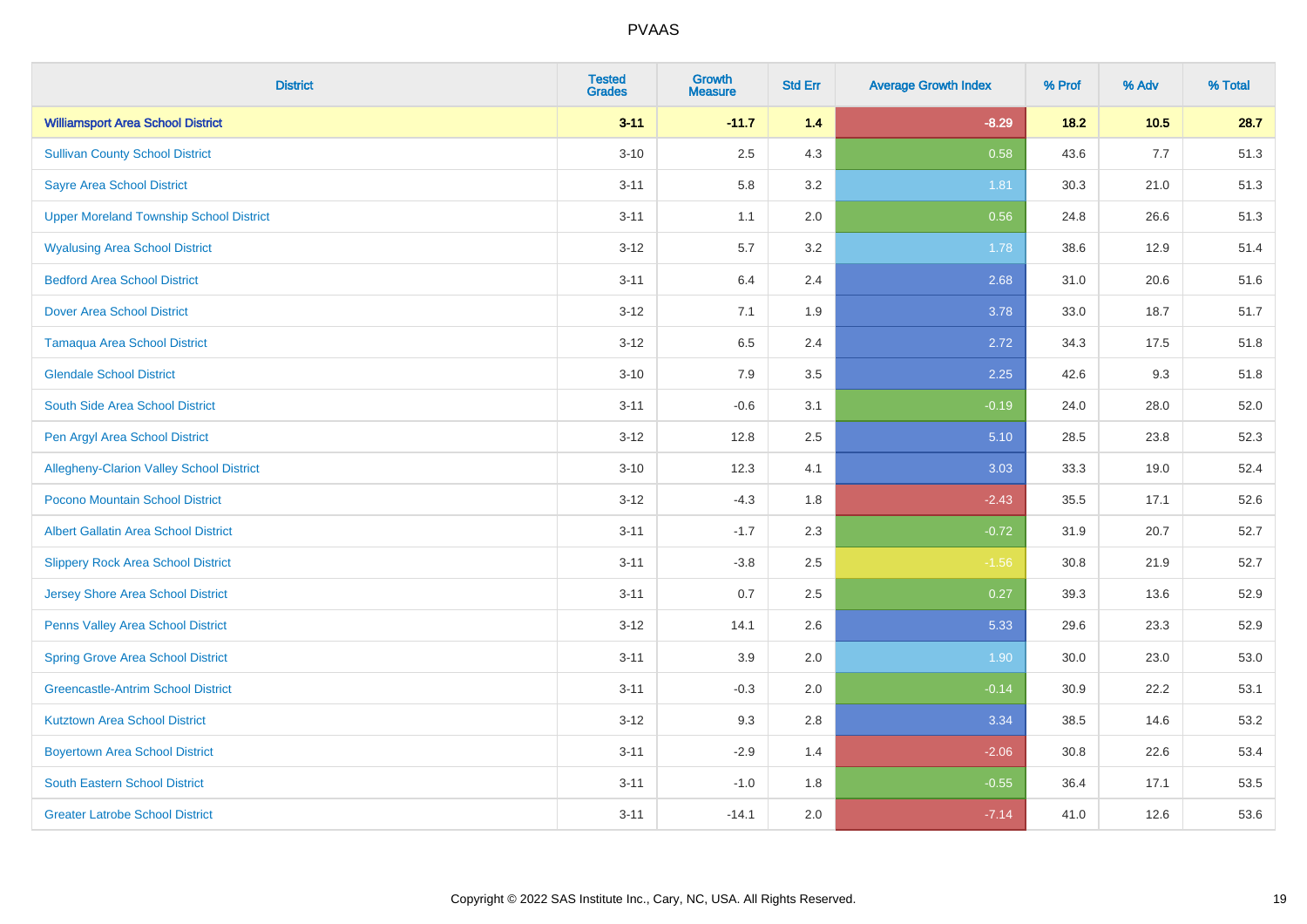# PVAAS

| District | Tested Grades | Growth Measure | Std Err | Average Growth Index | % Prof | % Adv | % Total |
|---|---|---|---|---|---|---|---|
| **Williamsport Area School District** | **3-11** | **-11.7** | **1.4** | **-8.29** | **18.2** | **10.5** | **28.7** |
| Sullivan County School District | 3-10 | 2.5 | 4.3 | 0.58 | 43.6 | 7.7 | 51.3 |
| Sayre Area School District | 3-11 | 5.8 | 3.2 | 1.81 | 30.3 | 21.0 | 51.3 |
| Upper Moreland Township School District | 3-11 | 1.1 | 2.0 | 0.56 | 24.8 | 26.6 | 51.3 |
| Wyalusing Area School District | 3-12 | 5.7 | 3.2 | 1.78 | 38.6 | 12.9 | 51.4 |
| Bedford Area School District | 3-11 | 6.4 | 2.4 | 2.68 | 31.0 | 20.6 | 51.6 |
| Dover Area School District | 3-12 | 7.1 | 1.9 | 3.78 | 33.0 | 18.7 | 51.7 |
| Tamaqua Area School District | 3-12 | 6.5 | 2.4 | 2.72 | 34.3 | 17.5 | 51.8 |
| Glendale School District | 3-10 | 7.9 | 3.5 | 2.25 | 42.6 | 9.3 | 51.8 |
| South Side Area School District | 3-11 | -0.6 | 3.1 | -0.19 | 24.0 | 28.0 | 52.0 |
| Pen Argyl Area School District | 3-12 | 12.8 | 2.5 | 5.10 | 28.5 | 23.8 | 52.3 |
| Allegheny-Clarion Valley School District | 3-10 | 12.3 | 4.1 | 3.03 | 33.3 | 19.0 | 52.4 |
| Pocono Mountain School District | 3-12 | -4.3 | 1.8 | -2.43 | 35.5 | 17.1 | 52.6 |
| Albert Gallatin Area School District | 3-11 | -1.7 | 2.3 | -0.72 | 31.9 | 20.7 | 52.7 |
| Slippery Rock Area School District | 3-11 | -3.8 | 2.5 | -1.56 | 30.8 | 21.9 | 52.7 |
| Jersey Shore Area School District | 3-11 | 0.7 | 2.5 | 0.27 | 39.3 | 13.6 | 52.9 |
| Penns Valley Area School District | 3-12 | 14.1 | 2.6 | 5.33 | 29.6 | 23.3 | 52.9 |
| Spring Grove Area School District | 3-11 | 3.9 | 2.0 | 1.90 | 30.0 | 23.0 | 53.0 |
| Greencastle-Antrim School District | 3-11 | -0.3 | 2.0 | -0.14 | 30.9 | 22.2 | 53.1 |
| Kutztown Area School District | 3-12 | 9.3 | 2.8 | 3.34 | 38.5 | 14.6 | 53.2 |
| Boyertown Area School District | 3-11 | -2.9 | 1.4 | -2.06 | 30.8 | 22.6 | 53.4 |
| South Eastern School District | 3-11 | -1.0 | 1.8 | -0.55 | 36.4 | 17.1 | 53.5 |
| Greater Latrobe School District | 3-11 | -14.1 | 2.0 | -7.14 | 41.0 | 12.6 | 53.6 |

Copyright © 2022 SAS Institute Inc., Cary, NC, USA. All Rights Reserved.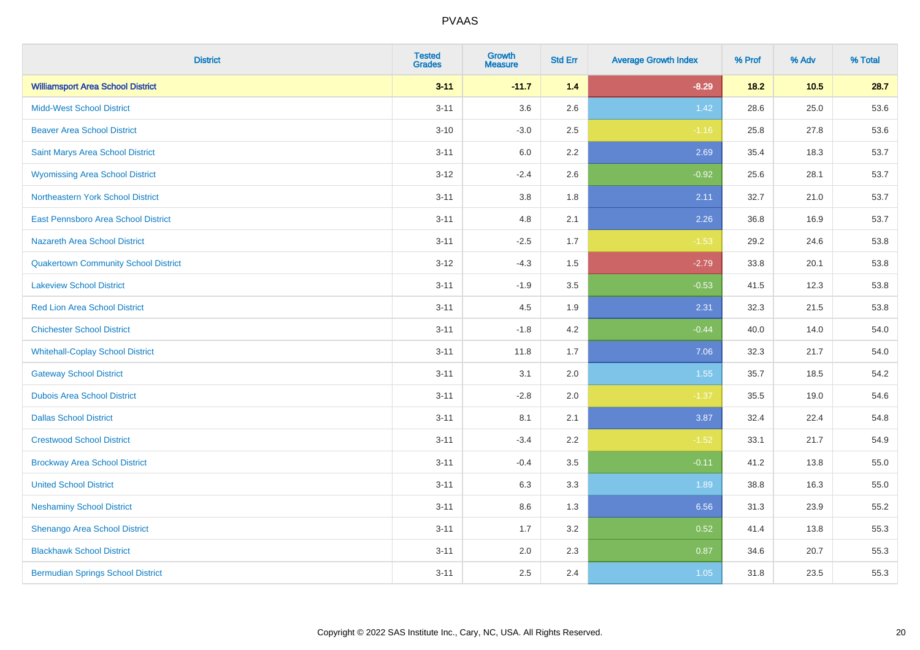PVAAS

| District | Tested Grades | Growth Measure | Std Err | Average Growth Index | % Prof | % Adv | % Total |
|---|---|---|---|---|---|---|---|
| **Williamsport Area School District** | **3-11** | **-11.7** | **1.4** | **-8.29** | **18.2** | **10.5** | **28.7** |
| Midd-West School District | 3-11 | 3.6 | 2.6 | 1.42 | 28.6 | 25.0 | 53.6 |
| Beaver Area School District | 3-10 | -3.0 | 2.5 | -1.16 | 25.8 | 27.8 | 53.6 |
| Saint Marys Area School District | 3-11 | 6.0 | 2.2 | 2.69 | 35.4 | 18.3 | 53.7 |
| Wyomissing Area School District | 3-12 | -2.4 | 2.6 | -0.92 | 25.6 | 28.1 | 53.7 |
| Northeastern York School District | 3-11 | 3.8 | 1.8 | 2.11 | 32.7 | 21.0 | 53.7 |
| East Pennsboro Area School District | 3-11 | 4.8 | 2.1 | 2.26 | 36.8 | 16.9 | 53.7 |
| Nazareth Area School District | 3-11 | -2.5 | 1.7 | -1.53 | 29.2 | 24.6 | 53.8 |
| Quakertown Community School District | 3-12 | -4.3 | 1.5 | -2.79 | 33.8 | 20.1 | 53.8 |
| Lakeview School District | 3-11 | -1.9 | 3.5 | -0.53 | 41.5 | 12.3 | 53.8 |
| Red Lion Area School District | 3-11 | 4.5 | 1.9 | 2.31 | 32.3 | 21.5 | 53.8 |
| Chichester School District | 3-11 | -1.8 | 4.2 | -0.44 | 40.0 | 14.0 | 54.0 |
| Whitehall-Coplay School District | 3-11 | 11.8 | 1.7 | 7.06 | 32.3 | 21.7 | 54.0 |
| Gateway School District | 3-11 | 3.1 | 2.0 | 1.55 | 35.7 | 18.5 | 54.2 |
| Dubois Area School District | 3-11 | -2.8 | 2.0 | -1.37 | 35.5 | 19.0 | 54.6 |
| Dallas School District | 3-11 | 8.1 | 2.1 | 3.87 | 32.4 | 22.4 | 54.8 |
| Crestwood School District | 3-11 | -3.4 | 2.2 | -1.52 | 33.1 | 21.7 | 54.9 |
| Brockway Area School District | 3-11 | -0.4 | 3.5 | -0.11 | 41.2 | 13.8 | 55.0 |
| United School District | 3-11 | 6.3 | 3.3 | 1.89 | 38.8 | 16.3 | 55.0 |
| Neshaminy School District | 3-11 | 8.6 | 1.3 | 6.56 | 31.3 | 23.9 | 55.2 |
| Shenango Area School District | 3-11 | 1.7 | 3.2 | 0.52 | 41.4 | 13.8 | 55.3 |
| Blackhawk School District | 3-11 | 2.0 | 2.3 | 0.87 | 34.6 | 20.7 | 55.3 |
| Bermudian Springs School District | 3-11 | 2.5 | 2.4 | 1.05 | 31.8 | 23.5 | 55.3 |

Copyright © 2022 SAS Institute Inc., Cary, NC, USA. All Rights Reserved.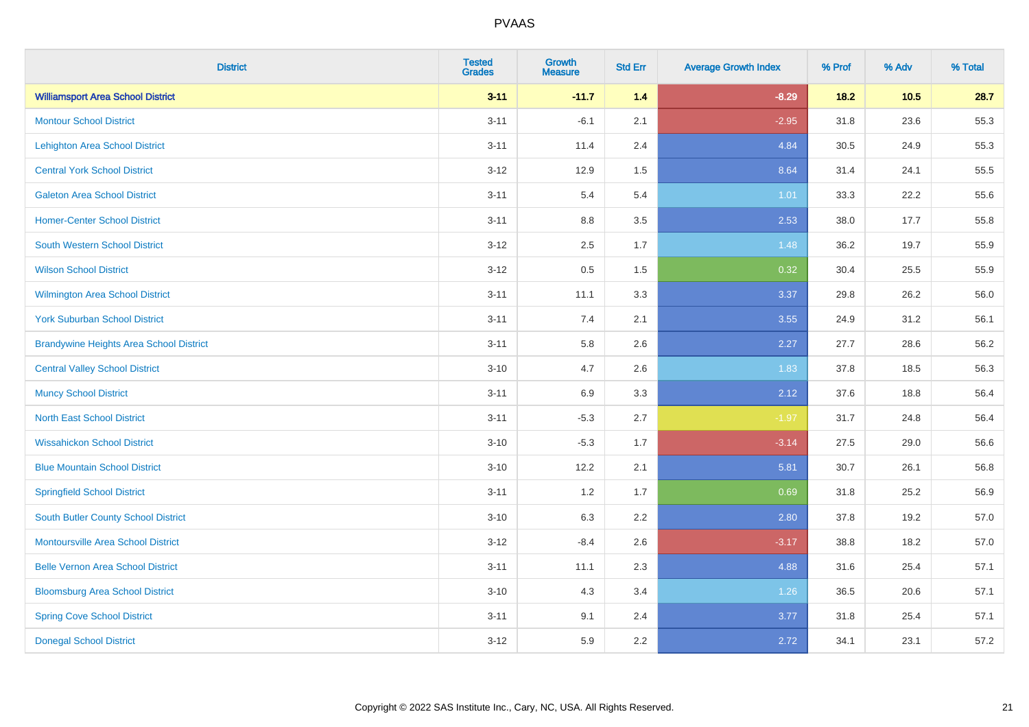PVAAS

| District | Tested Grades | Growth Measure | Std Err | Average Growth Index | % Prof | % Adv | % Total |
|---|---|---|---|---|---|---|---|
| **Williamsport Area School District** | **3-11** | **-11.7** | **1.4** | **-8.29** | **18.2** | **10.5** | **28.7** |
| Montour School District | 3-11 | -6.1 | 2.1 | -2.95 | 31.8 | 23.6 | 55.3 |
| Lehighton Area School District | 3-11 | 11.4 | 2.4 | 4.84 | 30.5 | 24.9 | 55.3 |
| Central York School District | 3-12 | 12.9 | 1.5 | 8.64 | 31.4 | 24.1 | 55.5 |
| Galeton Area School District | 3-11 | 5.4 | 5.4 | 1.01 | 33.3 | 22.2 | 55.6 |
| Homer-Center School District | 3-11 | 8.8 | 3.5 | 2.53 | 38.0 | 17.7 | 55.8 |
| South Western School District | 3-12 | 2.5 | 1.7 | 1.48 | 36.2 | 19.7 | 55.9 |
| Wilson School District | 3-12 | 0.5 | 1.5 | 0.32 | 30.4 | 25.5 | 55.9 |
| Wilmington Area School District | 3-11 | 11.1 | 3.3 | 3.37 | 29.8 | 26.2 | 56.0 |
| York Suburban School District | 3-11 | 7.4 | 2.1 | 3.55 | 24.9 | 31.2 | 56.1 |
| Brandywine Heights Area School District | 3-11 | 5.8 | 2.6 | 2.27 | 27.7 | 28.6 | 56.2 |
| Central Valley School District | 3-10 | 4.7 | 2.6 | 1.83 | 37.8 | 18.5 | 56.3 |
| Muncy School District | 3-11 | 6.9 | 3.3 | 2.12 | 37.6 | 18.8 | 56.4 |
| North East School District | 3-11 | -5.3 | 2.7 | -1.97 | 31.7 | 24.8 | 56.4 |
| Wissahickon School District | 3-10 | -5.3 | 1.7 | -3.14 | 27.5 | 29.0 | 56.6 |
| Blue Mountain School District | 3-10 | 12.2 | 2.1 | 5.81 | 30.7 | 26.1 | 56.8 |
| Springfield School District | 3-11 | 1.2 | 1.7 | 0.69 | 31.8 | 25.2 | 56.9 |
| South Butler County School District | 3-10 | 6.3 | 2.2 | 2.80 | 37.8 | 19.2 | 57.0 |
| Montoursville Area School District | 3-12 | -8.4 | 2.6 | -3.17 | 38.8 | 18.2 | 57.0 |
| Belle Vernon Area School District | 3-11 | 11.1 | 2.3 | 4.88 | 31.6 | 25.4 | 57.1 |
| Bloomsburg Area School District | 3-10 | 4.3 | 3.4 | 1.26 | 36.5 | 20.6 | 57.1 |
| Spring Cove School District | 3-11 | 9.1 | 2.4 | 3.77 | 31.8 | 25.4 | 57.1 |
| Donegal School District | 3-12 | 5.9 | 2.2 | 2.72 | 34.1 | 23.1 | 57.2 |

Copyright © 2022 SAS Institute Inc., Cary, NC, USA. All Rights Reserved.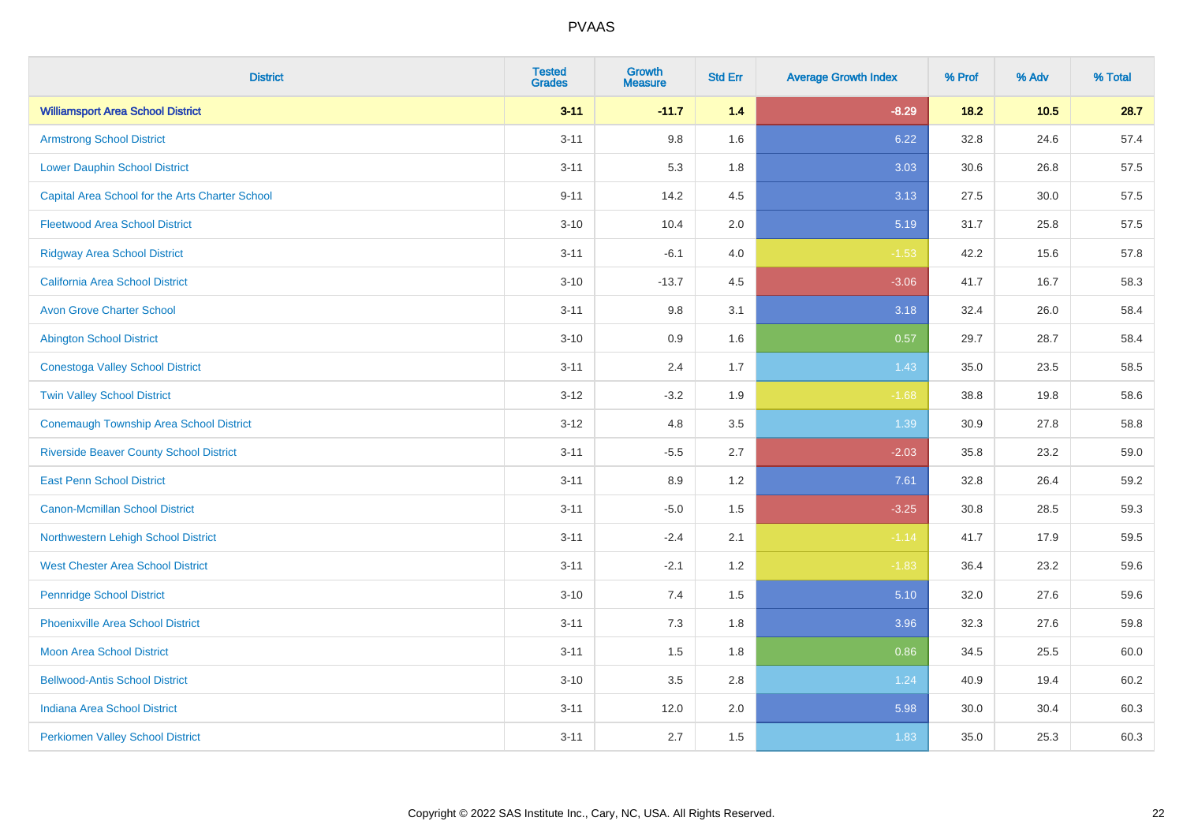| District | Tested Grades | Growth Measure | Std Err | Average Growth Index | % Prof | % Adv | % Total |
|---|---|---|---|---|---|---|---|
| **Williamsport Area School District** | **3-11** | **-11.7** | **1.4** | **-8.29** | **18.2** | **10.5** | **28.7** |
| Armstrong School District | 3-11 | 9.8 | 1.6 | 6.22 | 32.8 | 24.6 | 57.4 |
| Lower Dauphin School District | 3-11 | 5.3 | 1.8 | 3.03 | 30.6 | 26.8 | 57.5 |
| Capital Area School for the Arts Charter School | 9-11 | 14.2 | 4.5 | 3.13 | 27.5 | 30.0 | 57.5 |
| Fleetwood Area School District | 3-10 | 10.4 | 2.0 | 5.19 | 31.7 | 25.8 | 57.5 |
| Ridgway Area School District | 3-11 | -6.1 | 4.0 | -1.53 | 42.2 | 15.6 | 57.8 |
| California Area School District | 3-10 | -13.7 | 4.5 | -3.06 | 41.7 | 16.7 | 58.3 |
| Avon Grove Charter School | 3-11 | 9.8 | 3.1 | 3.18 | 32.4 | 26.0 | 58.4 |
| Abington School District | 3-10 | 0.9 | 1.6 | 0.57 | 29.7 | 28.7 | 58.4 |
| Conestoga Valley School District | 3-11 | 2.4 | 1.7 | 1.43 | 35.0 | 23.5 | 58.5 |
| Twin Valley School District | 3-12 | -3.2 | 1.9 | -1.68 | 38.8 | 19.8 | 58.6 |
| Conemaugh Township Area School District | 3-12 | 4.8 | 3.5 | 1.39 | 30.9 | 27.8 | 58.8 |
| Riverside Beaver County School District | 3-11 | -5.5 | 2.7 | -2.03 | 35.8 | 23.2 | 59.0 |
| East Penn School District | 3-11 | 8.9 | 1.2 | 7.61 | 32.8 | 26.4 | 59.2 |
| Canon-Mcmillan School District | 3-11 | -5.0 | 1.5 | -3.25 | 30.8 | 28.5 | 59.3 |
| Northwestern Lehigh School District | 3-11 | -2.4 | 2.1 | -1.14 | 41.7 | 17.9 | 59.5 |
| West Chester Area School District | 3-11 | -2.1 | 1.2 | -1.83 | 36.4 | 23.2 | 59.6 |
| Pennridge School District | 3-10 | 7.4 | 1.5 | 5.10 | 32.0 | 27.6 | 59.6 |
| Phoenixville Area School District | 3-11 | 7.3 | 1.8 | 3.96 | 32.3 | 27.6 | 59.8 |
| Moon Area School District | 3-11 | 1.5 | 1.8 | 0.86 | 34.5 | 25.5 | 60.0 |
| Bellwood-Antis School District | 3-10 | 3.5 | 2.8 | 1.24 | 40.9 | 19.4 | 60.2 |
| Indiana Area School District | 3-11 | 12.0 | 2.0 | 5.98 | 30.0 | 30.4 | 60.3 |
| Perkiomen Valley School District | 3-11 | 2.7 | 1.5 | 1.83 | 35.0 | 25.3 | 60.3 |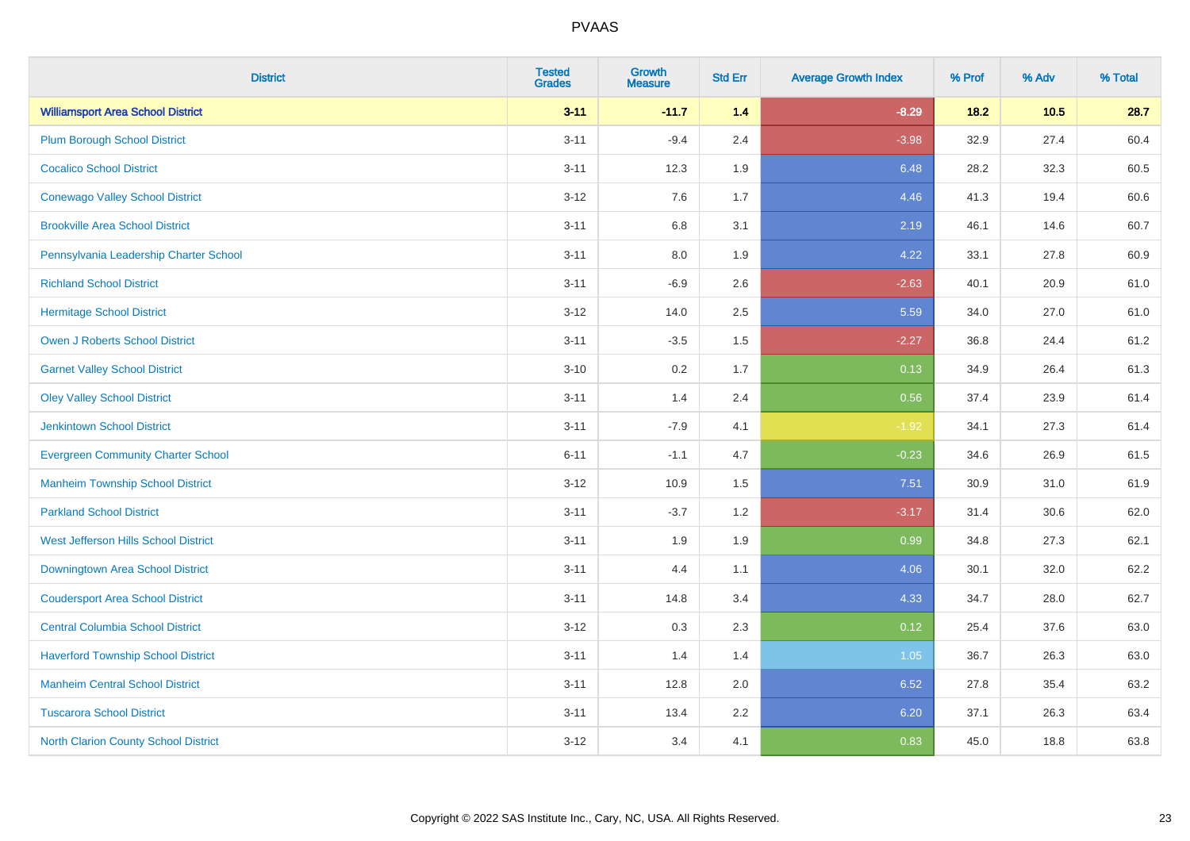# PVAAS

| District | Tested Grades | Growth Measure | Std Err | Average Growth Index | % Prof | % Adv | % Total |
|---|---|---|---|---|---|---|---|
| **Williamsport Area School District** | **3-11** | **-11.7** | **1.4** | **-8.29** | **18.2** | **10.5** | **28.7** |
| Plum Borough School District | 3-11 | -9.4 | 2.4 | -3.98 | 32.9 | 27.4 | 60.4 |
| Cocalico School District | 3-11 | 12.3 | 1.9 | 6.48 | 28.2 | 32.3 | 60.5 |
| Conewago Valley School District | 3-12 | 7.6 | 1.7 | 4.46 | 41.3 | 19.4 | 60.6 |
| Brookville Area School District | 3-11 | 6.8 | 3.1 | 2.19 | 46.1 | 14.6 | 60.7 |
| Pennsylvania Leadership Charter School | 3-11 | 8.0 | 1.9 | 4.22 | 33.1 | 27.8 | 60.9 |
| Richland School District | 3-11 | -6.9 | 2.6 | -2.63 | 40.1 | 20.9 | 61.0 |
| Hermitage School District | 3-12 | 14.0 | 2.5 | 5.59 | 34.0 | 27.0 | 61.0 |
| Owen J Roberts School District | 3-11 | -3.5 | 1.5 | -2.27 | 36.8 | 24.4 | 61.2 |
| Garnet Valley School District | 3-10 | 0.2 | 1.7 | 0.13 | 34.9 | 26.4 | 61.3 |
| Oley Valley School District | 3-11 | 1.4 | 2.4 | 0.56 | 37.4 | 23.9 | 61.4 |
| Jenkintown School District | 3-11 | -7.9 | 4.1 | -1.92 | 34.1 | 27.3 | 61.4 |
| Evergreen Community Charter School | 6-11 | -1.1 | 4.7 | -0.23 | 34.6 | 26.9 | 61.5 |
| Manheim Township School District | 3-12 | 10.9 | 1.5 | 7.51 | 30.9 | 31.0 | 61.9 |
| Parkland School District | 3-11 | -3.7 | 1.2 | -3.17 | 31.4 | 30.6 | 62.0 |
| West Jefferson Hills School District | 3-11 | 1.9 | 1.9 | 0.99 | 34.8 | 27.3 | 62.1 |
| Downingtown Area School District | 3-11 | 4.4 | 1.1 | 4.06 | 30.1 | 32.0 | 62.2 |
| Coudersport Area School District | 3-11 | 14.8 | 3.4 | 4.33 | 34.7 | 28.0 | 62.7 |
| Central Columbia School District | 3-12 | 0.3 | 2.3 | 0.12 | 25.4 | 37.6 | 63.0 |
| Haverford Township School District | 3-11 | 1.4 | 1.4 | 1.05 | 36.7 | 26.3 | 63.0 |
| Manheim Central School District | 3-11 | 12.8 | 2.0 | 6.52 | 27.8 | 35.4 | 63.2 |
| Tuscarora School District | 3-11 | 13.4 | 2.2 | 6.20 | 37.1 | 26.3 | 63.4 |
| North Clarion County School District | 3-12 | 3.4 | 4.1 | 0.83 | 45.0 | 18.8 | 63.8 |

Copyright © 2022 SAS Institute Inc., Cary, NC, USA. All Rights Reserved.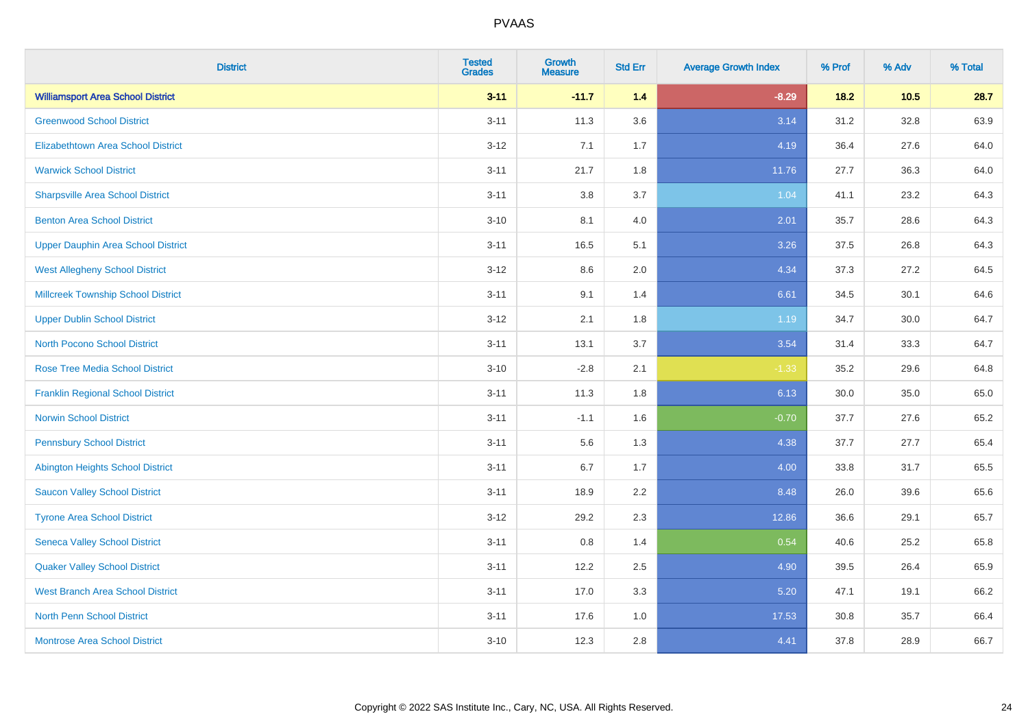# PVAAS

| District | Tested Grades | Growth Measure | Std Err | Average Growth Index | % Prof | % Adv | % Total |
|---|---|---|---|---|---|---|---|
| **Williamsport Area School District** | **3-11** | **-11.7** | **1.4** | **-8.29** | **18.2** | **10.5** | **28.7** |
| Greenwood School District | 3-11 | 11.3 | 3.6 | 3.14 | 31.2 | 32.8 | 63.9 |
| Elizabethtown Area School District | 3-12 | 7.1 | 1.7 | 4.19 | 36.4 | 27.6 | 64.0 |
| Warwick School District | 3-11 | 21.7 | 1.8 | 11.76 | 27.7 | 36.3 | 64.0 |
| Sharpsville Area School District | 3-11 | 3.8 | 3.7 | 1.04 | 41.1 | 23.2 | 64.3 |
| Benton Area School District | 3-10 | 8.1 | 4.0 | 2.01 | 35.7 | 28.6 | 64.3 |
| Upper Dauphin Area School District | 3-11 | 16.5 | 5.1 | 3.26 | 37.5 | 26.8 | 64.3 |
| West Allegheny School District | 3-12 | 8.6 | 2.0 | 4.34 | 37.3 | 27.2 | 64.5 |
| Millcreek Township School District | 3-11 | 9.1 | 1.4 | 6.61 | 34.5 | 30.1 | 64.6 |
| Upper Dublin School District | 3-12 | 2.1 | 1.8 | 1.19 | 34.7 | 30.0 | 64.7 |
| North Pocono School District | 3-11 | 13.1 | 3.7 | 3.54 | 31.4 | 33.3 | 64.7 |
| Rose Tree Media School District | 3-10 | -2.8 | 2.1 | -1.33 | 35.2 | 29.6 | 64.8 |
| Franklin Regional School District | 3-11 | 11.3 | 1.8 | 6.13 | 30.0 | 35.0 | 65.0 |
| Norwin School District | 3-11 | -1.1 | 1.6 | -0.70 | 37.7 | 27.6 | 65.2 |
| Pennsbury School District | 3-11 | 5.6 | 1.3 | 4.38 | 37.7 | 27.7 | 65.4 |
| Abington Heights School District | 3-11 | 6.7 | 1.7 | 4.00 | 33.8 | 31.7 | 65.5 |
| Saucon Valley School District | 3-11 | 18.9 | 2.2 | 8.48 | 26.0 | 39.6 | 65.6 |
| Tyrone Area School District | 3-12 | 29.2 | 2.3 | 12.86 | 36.6 | 29.1 | 65.7 |
| Seneca Valley School District | 3-11 | 0.8 | 1.4 | 0.54 | 40.6 | 25.2 | 65.8 |
| Quaker Valley School District | 3-11 | 12.2 | 2.5 | 4.90 | 39.5 | 26.4 | 65.9 |
| West Branch Area School District | 3-11 | 17.0 | 3.3 | 5.20 | 47.1 | 19.1 | 66.2 |
| North Penn School District | 3-11 | 17.6 | 1.0 | 17.53 | 30.8 | 35.7 | 66.4 |
| Montrose Area School District | 3-10 | 12.3 | 2.8 | 4.41 | 37.8 | 28.9 | 66.7 |

Copyright © 2022 SAS Institute Inc., Cary, NC, USA. All Rights Reserved.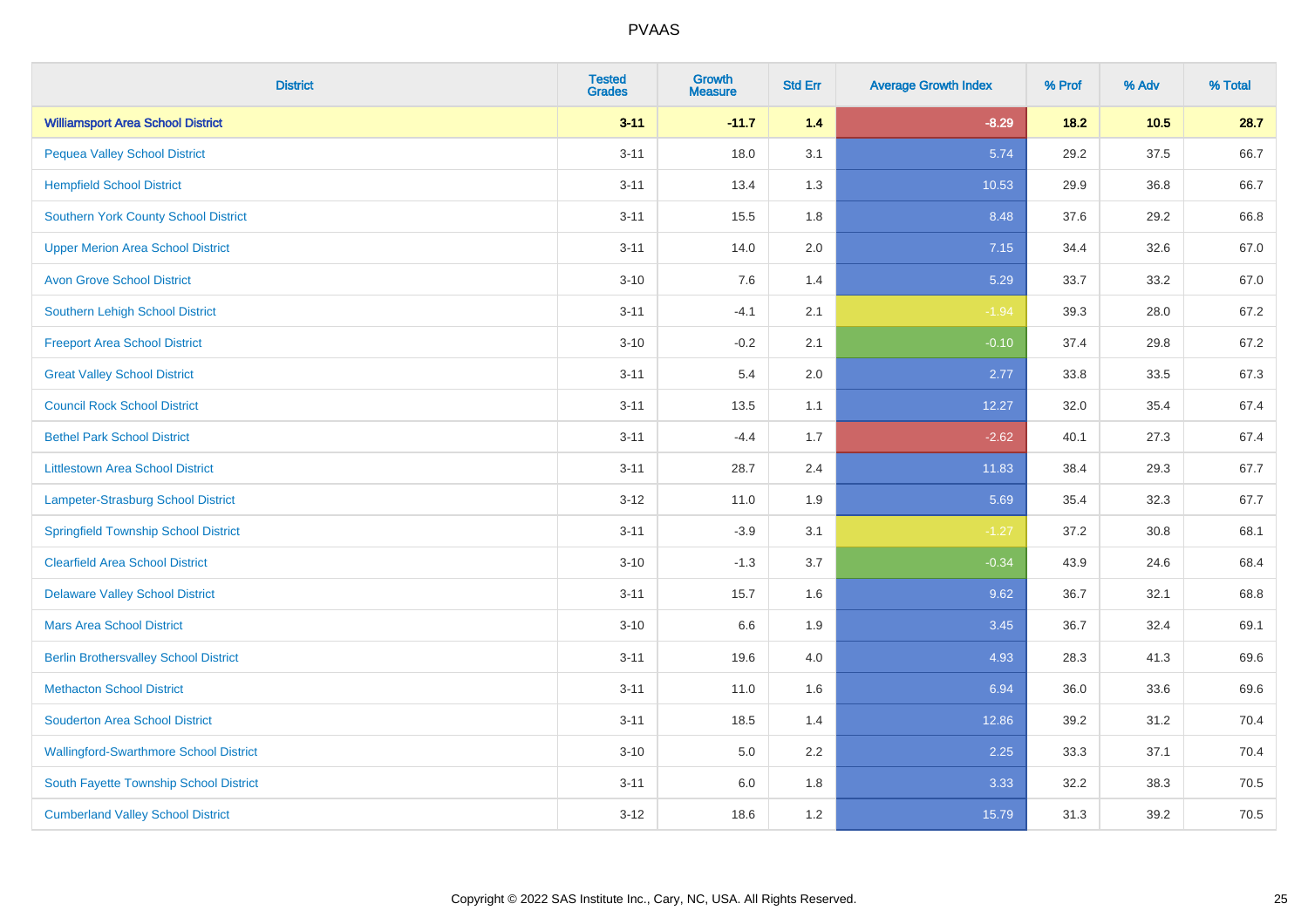| District | Tested Grades | Growth Measure | Std Err | Average Growth Index | % Prof | % Adv | % Total |
|---|---|---|---|---|---|---|---|
| **Williamsport Area School District** | **3-11** | **-11.7** | **1.4** | **-8.29** | **18.2** | **10.5** | **28.7** |
| Pequea Valley School District | 3-11 | 18.0 | 3.1 | 5.74 | 29.2 | 37.5 | 66.7 |
| Hempfield School District | 3-11 | 13.4 | 1.3 | 10.53 | 29.9 | 36.8 | 66.7 |
| Southern York County School District | 3-11 | 15.5 | 1.8 | 8.48 | 37.6 | 29.2 | 66.8 |
| Upper Merion Area School District | 3-11 | 14.0 | 2.0 | 7.15 | 34.4 | 32.6 | 67.0 |
| Avon Grove School District | 3-10 | 7.6 | 1.4 | 5.29 | 33.7 | 33.2 | 67.0 |
| Southern Lehigh School District | 3-11 | -4.1 | 2.1 | -1.94 | 39.3 | 28.0 | 67.2 |
| Freeport Area School District | 3-10 | -0.2 | 2.1 | -0.10 | 37.4 | 29.8 | 67.2 |
| Great Valley School District | 3-11 | 5.4 | 2.0 | 2.77 | 33.8 | 33.5 | 67.3 |
| Council Rock School District | 3-11 | 13.5 | 1.1 | 12.27 | 32.0 | 35.4 | 67.4 |
| Bethel Park School District | 3-11 | -4.4 | 1.7 | -2.62 | 40.1 | 27.3 | 67.4 |
| Littlestown Area School District | 3-11 | 28.7 | 2.4 | 11.83 | 38.4 | 29.3 | 67.7 |
| Lampeter-Strasburg School District | 3-12 | 11.0 | 1.9 | 5.69 | 35.4 | 32.3 | 67.7 |
| Springfield Township School District | 3-11 | -3.9 | 3.1 | -1.27 | 37.2 | 30.8 | 68.1 |
| Clearfield Area School District | 3-10 | -1.3 | 3.7 | -0.34 | 43.9 | 24.6 | 68.4 |
| Delaware Valley School District | 3-11 | 15.7 | 1.6 | 9.62 | 36.7 | 32.1 | 68.8 |
| Mars Area School District | 3-10 | 6.6 | 1.9 | 3.45 | 36.7 | 32.4 | 69.1 |
| Berlin Brothersvalley School District | 3-11 | 19.6 | 4.0 | 4.93 | 28.3 | 41.3 | 69.6 |
| Methacton School District | 3-11 | 11.0 | 1.6 | 6.94 | 36.0 | 33.6 | 69.6 |
| Souderton Area School District | 3-11 | 18.5 | 1.4 | 12.86 | 39.2 | 31.2 | 70.4 |
| Wallingford-Swarthmore School District | 3-10 | 5.0 | 2.2 | 2.25 | 33.3 | 37.1 | 70.4 |
| South Fayette Township School District | 3-11 | 6.0 | 1.8 | 3.33 | 32.2 | 38.3 | 70.5 |
| Cumberland Valley School District | 3-12 | 18.6 | 1.2 | 15.79 | 31.3 | 39.2 | 70.5 |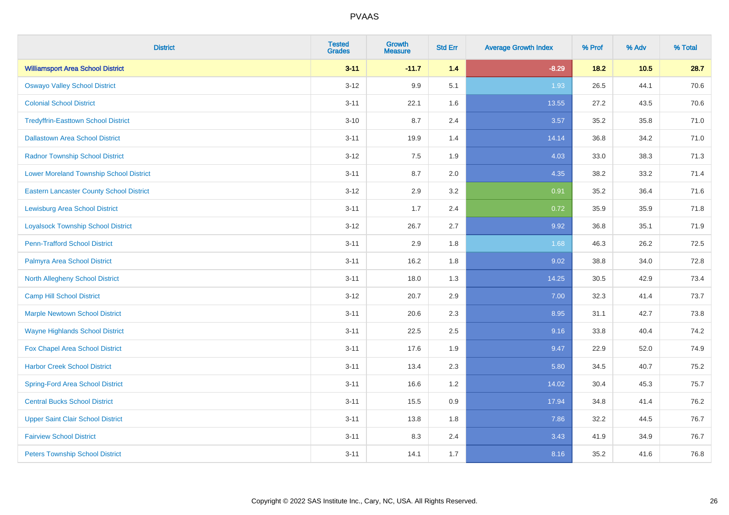# PVAAS

| District | Tested Grades | Growth Measure | Std Err | Average Growth Index | % Prof | % Adv | % Total |
|---|---|---|---|---|---|---|---|
| **Williamsport Area School District** | **3-11** | **-11.7** | **1.4** | **-8.29** | **18.2** | **10.5** | **28.7** |
| Oswayo Valley School District | 3-12 | 9.9 | 5.1 | 1.93 | 26.5 | 44.1 | 70.6 |
| Colonial School District | 3-11 | 22.1 | 1.6 | 13.55 | 27.2 | 43.5 | 70.6 |
| Tredyffrin-Easttown School District | 3-10 | 8.7 | 2.4 | 3.57 | 35.2 | 35.8 | 71.0 |
| Dallastown Area School District | 3-11 | 19.9 | 1.4 | 14.14 | 36.8 | 34.2 | 71.0 |
| Radnor Township School District | 3-12 | 7.5 | 1.9 | 4.03 | 33.0 | 38.3 | 71.3 |
| Lower Moreland Township School District | 3-11 | 8.7 | 2.0 | 4.35 | 38.2 | 33.2 | 71.4 |
| Eastern Lancaster County School District | 3-12 | 2.9 | 3.2 | 0.91 | 35.2 | 36.4 | 71.6 |
| Lewisburg Area School District | 3-11 | 1.7 | 2.4 | 0.72 | 35.9 | 35.9 | 71.8 |
| Loyalsock Township School District | 3-12 | 26.7 | 2.7 | 9.92 | 36.8 | 35.1 | 71.9 |
| Penn-Trafford School District | 3-11 | 2.9 | 1.8 | 1.68 | 46.3 | 26.2 | 72.5 |
| Palmyra Area School District | 3-11 | 16.2 | 1.8 | 9.02 | 38.8 | 34.0 | 72.8 |
| North Allegheny School District | 3-11 | 18.0 | 1.3 | 14.25 | 30.5 | 42.9 | 73.4 |
| Camp Hill School District | 3-12 | 20.7 | 2.9 | 7.00 | 32.3 | 41.4 | 73.7 |
| Marple Newtown School District | 3-11 | 20.6 | 2.3 | 8.95 | 31.1 | 42.7 | 73.8 |
| Wayne Highlands School District | 3-11 | 22.5 | 2.5 | 9.16 | 33.8 | 40.4 | 74.2 |
| Fox Chapel Area School District | 3-11 | 17.6 | 1.9 | 9.47 | 22.9 | 52.0 | 74.9 |
| Harbor Creek School District | 3-11 | 13.4 | 2.3 | 5.80 | 34.5 | 40.7 | 75.2 |
| Spring-Ford Area School District | 3-11 | 16.6 | 1.2 | 14.02 | 30.4 | 45.3 | 75.7 |
| Central Bucks School District | 3-11 | 15.5 | 0.9 | 17.94 | 34.8 | 41.4 | 76.2 |
| Upper Saint Clair School District | 3-11 | 13.8 | 1.8 | 7.86 | 32.2 | 44.5 | 76.7 |
| Fairview School District | 3-11 | 8.3 | 2.4 | 3.43 | 41.9 | 34.9 | 76.7 |
| Peters Township School District | 3-11 | 14.1 | 1.7 | 8.16 | 35.2 | 41.6 | 76.8 |

Copyright © 2022 SAS Institute Inc., Cary, NC, USA. All Rights Reserved.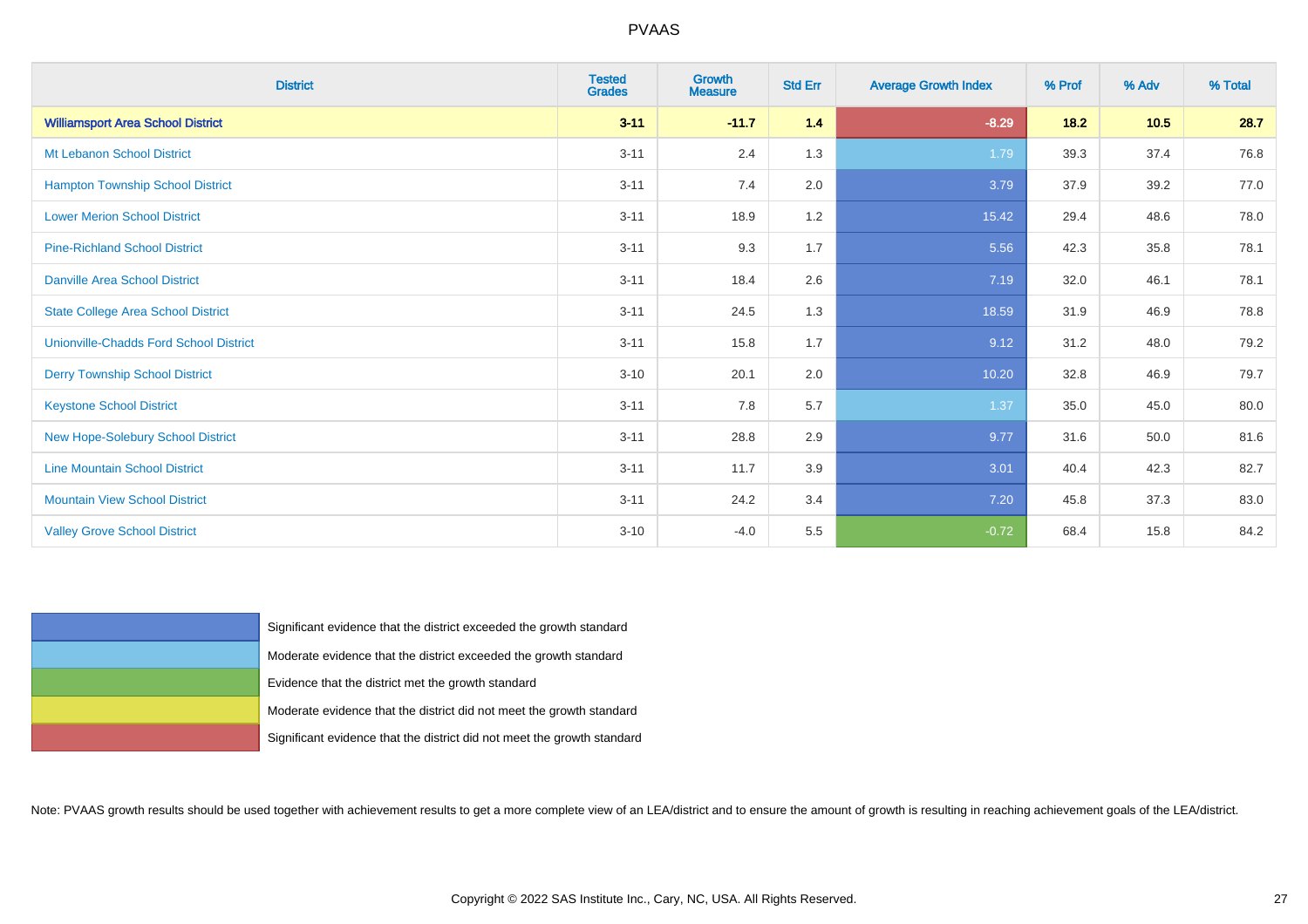# PVAAS

| District | Tested Grades | Growth Measure | Std Err | Average Growth Index | % Prof | % Adv | % Total |
|---|---|---|---|---|---|---|---|
| **Williamsport Area School District** | **3-11** | **-11.7** | **1.4** | **-8.29** | **18.2** | **10.5** | **28.7** |
| Mt Lebanon School District | 3-11 | 2.4 | 1.3 | 1.79 | 39.3 | 37.4 | 76.8 |
| Hampton Township School District | 3-11 | 7.4 | 2.0 | 3.79 | 37.9 | 39.2 | 77.0 |
| Lower Merion School District | 3-11 | 18.9 | 1.2 | 15.42 | 29.4 | 48.6 | 78.0 |
| Pine-Richland School District | 3-11 | 9.3 | 1.7 | 5.56 | 42.3 | 35.8 | 78.1 |
| Danville Area School District | 3-11 | 18.4 | 2.6 | 7.19 | 32.0 | 46.1 | 78.1 |
| State College Area School District | 3-11 | 24.5 | 1.3 | 18.59 | 31.9 | 46.9 | 78.8 |
| Unionville-Chadds Ford School District | 3-11 | 15.8 | 1.7 | 9.12 | 31.2 | 48.0 | 79.2 |
| Derry Township School District | 3-10 | 20.1 | 2.0 | 10.20 | 32.8 | 46.9 | 79.7 |
| Keystone School District | 3-11 | 7.8 | 5.7 | 1.37 | 35.0 | 45.0 | 80.0 |
| New Hope-Solebury School District | 3-11 | 28.8 | 2.9 | 9.77 | 31.6 | 50.0 | 81.6 |
| Line Mountain School District | 3-11 | 11.7 | 3.9 | 3.01 | 40.4 | 42.3 | 82.7 |
| Mountain View School District | 3-11 | 24.2 | 3.4 | 7.20 | 45.8 | 37.3 | 83.0 |
| Valley Grove School District | 3-10 | -4.0 | 5.5 | -0.72 | 68.4 | 15.8 | 84.2 |

Significant evidence that the district exceeded the growth standard

Moderate evidence that the district exceeded the growth standard

Evidence that the district met the growth standard

Moderate evidence that the district did not meet the growth standard

Significant evidence that the district did not meet the growth standard

Note: PVAAS growth results should be used together with achievement results to get a more complete view of an LEA/district and to ensure the amount of growth is resulting in reaching achievement goals of the LEA/district.

Copyright © 2022 SAS Institute Inc., Cary, NC, USA. All Rights Reserved.